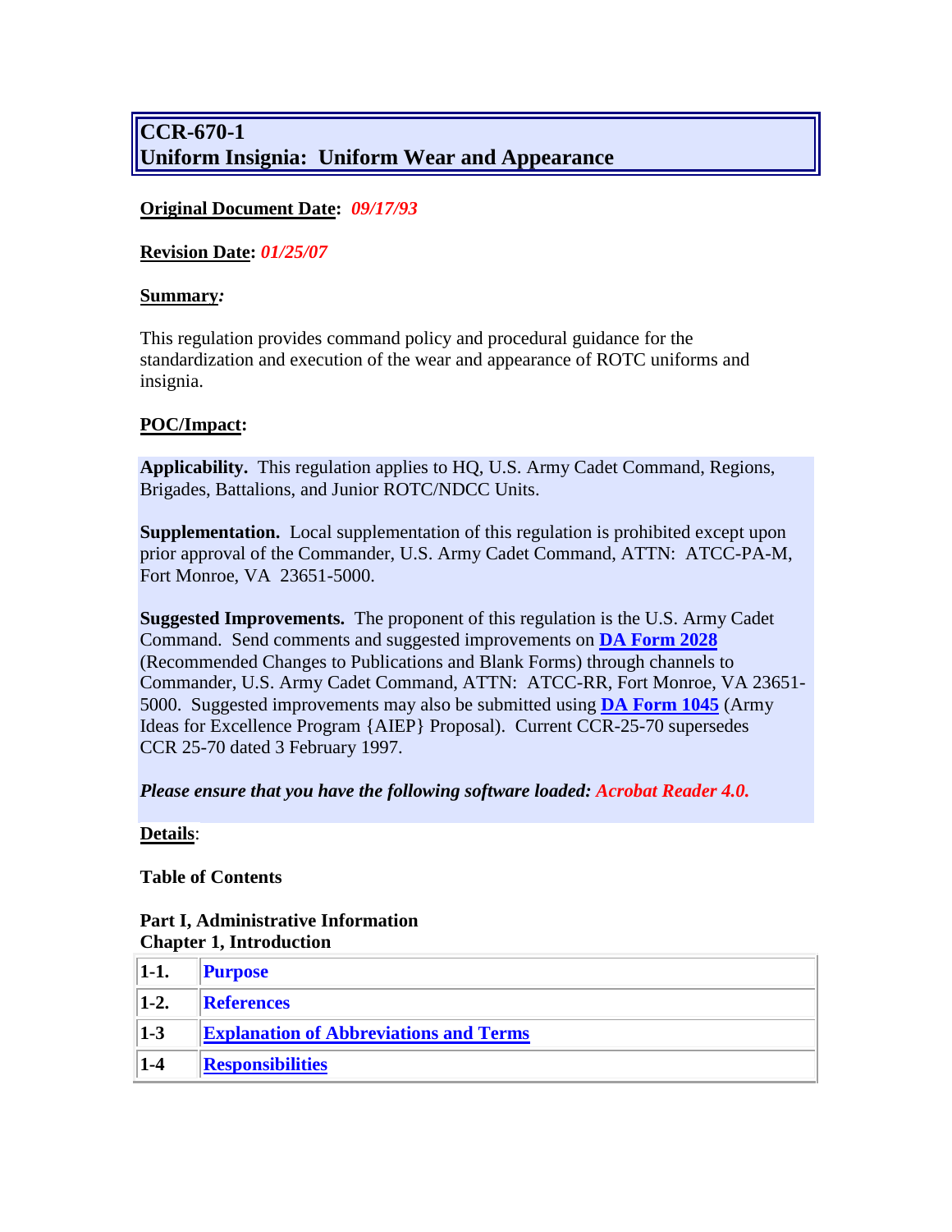# CCR-670-1
# Uniform Insignia: Uniform Wear and Appearance

**Original Document Date:** *09/17/93*

**Revision Date:** *01/25/07*

**Summary:**

This regulation provides command policy and procedural guidance for the standardization and execution of the wear and appearance of ROTC uniforms and insignia.

**POC/Impact:**

**Applicability.** This regulation applies to HQ, U.S. Army Cadet Command, Regions, Brigades, Battalions, and Junior ROTC/NDCC Units.

**Supplementation.** Local supplementation of this regulation is prohibited except upon prior approval of the Commander, U.S. Army Cadet Command, ATTN: ATCC-PA-M, Fort Monroe, VA 23651-5000.

**Suggested Improvements.** The proponent of this regulation is the U.S. Army Cadet Command. Send comments and suggested improvements on **DA Form 2028** (Recommended Changes to Publications and Blank Forms) through channels to Commander, U.S. Army Cadet Command, ATTN: ATCC-RR, Fort Monroe, VA 23651-5000. Suggested improvements may also be submitted using **DA Form 1045** (Army Ideas for Excellence Program {AIEP} Proposal). Current CCR-25-70 supersedes CCR 25-70 dated 3 February 1997.

***Please ensure that you have the following software loaded: Acrobat Reader 4.0.***

**Details:**

**Table of Contents**

**Part I, Administrative Information**
**Chapter 1, Introduction**

| | |
|---|---|
| **1-1.** | **Purpose** |
| **1-2.** | **References** |
| **1-3** | **Explanation of Abbreviations and Terms** |
| **1-4** | **Responsibilities** |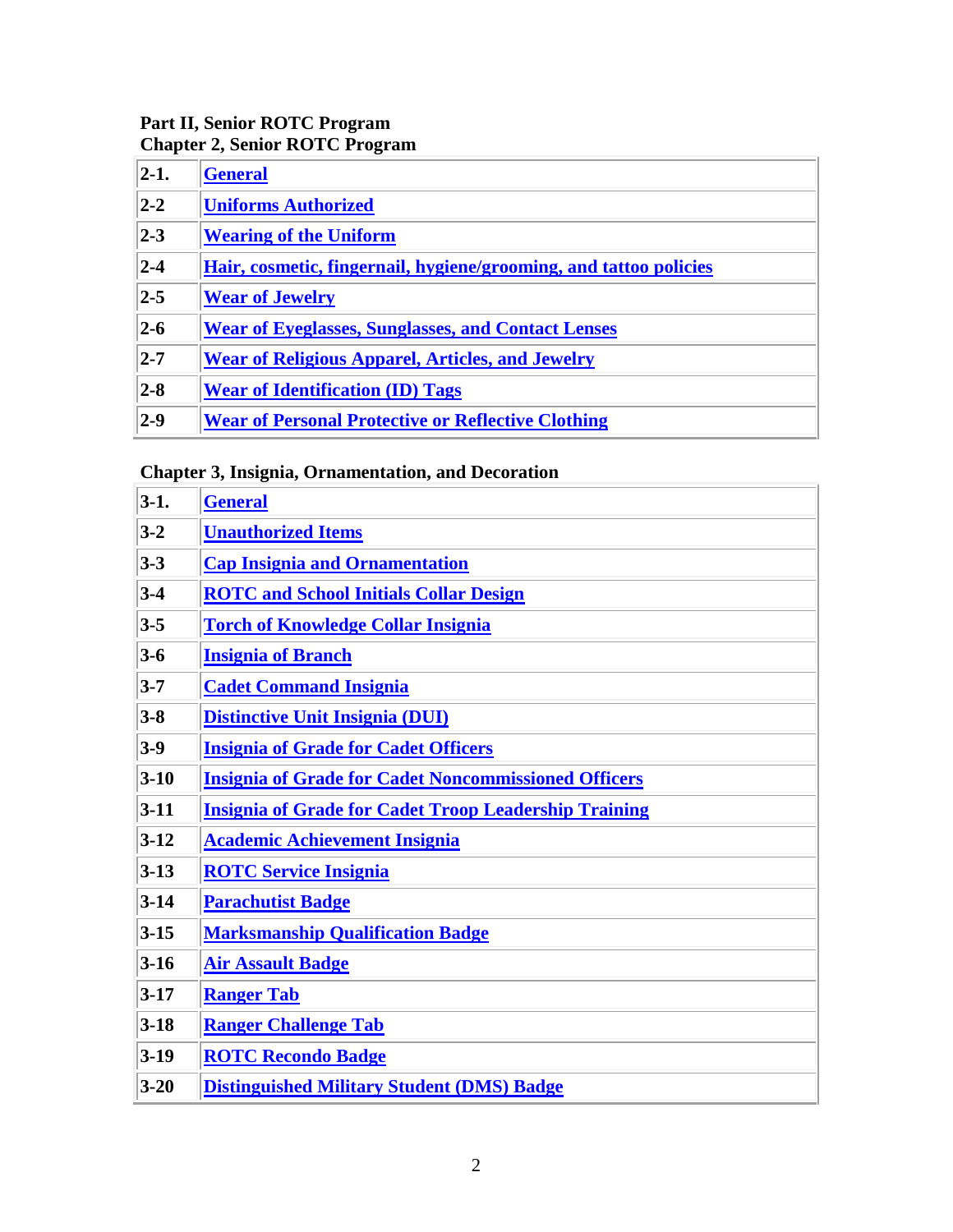**Part II, Senior ROTC Program**
**Chapter 2, Senior ROTC Program**

| | |
|---|---|
| 2-1. | General |
| 2-2 | Uniforms Authorized |
| 2-3 | Wearing of the Uniform |
| 2-4 | Hair, cosmetic, fingernail, hygiene/grooming, and tattoo policies |
| 2-5 | Wear of Jewelry |
| 2-6 | Wear of Eyeglasses, Sunglasses, and Contact Lenses |
| 2-7 | Wear of Religious Apparel, Articles, and Jewelry |
| 2-8 | Wear of Identification (ID) Tags |
| 2-9 | Wear of Personal Protective or Reflective Clothing |

**Chapter 3, Insignia, Ornamentation, and Decoration**

| | |
|---|---|
| 3-1. | General |
| 3-2 | Unauthorized Items |
| 3-3 | Cap Insignia and Ornamentation |
| 3-4 | ROTC and School Initials Collar Design |
| 3-5 | Torch of Knowledge Collar Insignia |
| 3-6 | Insignia of Branch |
| 3-7 | Cadet Command Insignia |
| 3-8 | Distinctive Unit Insignia (DUI) |
| 3-9 | Insignia of Grade for Cadet Officers |
| 3-10 | Insignia of Grade for Cadet Noncommissioned Officers |
| 3-11 | Insignia of Grade for Cadet Troop Leadership Training |
| 3-12 | Academic Achievement Insignia |
| 3-13 | ROTC Service Insignia |
| 3-14 | Parachutist Badge |
| 3-15 | Marksmanship Qualification Badge |
| 3-16 | Air Assault Badge |
| 3-17 | Ranger Tab |
| 3-18 | Ranger Challenge Tab |
| 3-19 | ROTC Recondo Badge |
| 3-20 | Distinguished Military Student (DMS) Badge |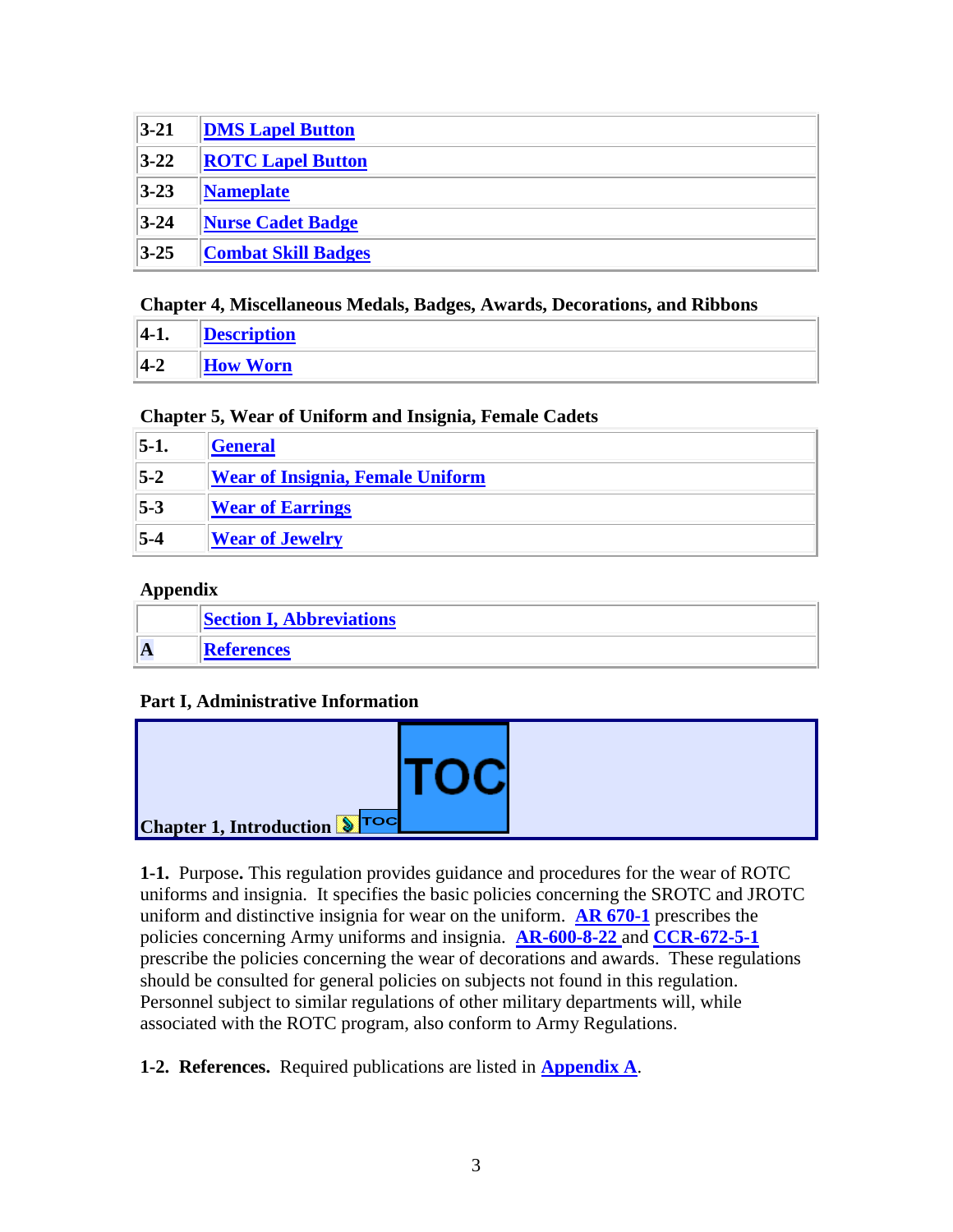| | |
|---|---|
| 3-21 | DMS Lapel Button |
| 3-22 | ROTC Lapel Button |
| 3-23 | Nameplate |
| 3-24 | Nurse Cadet Badge |
| 3-25 | Combat Skill Badges |

**Chapter 4, Miscellaneous Medals, Badges, Awards, Decorations, and Ribbons**

| | |
|---|---|
| 4-1. | Description |
| 4-2 | How Worn |

**Chapter 5, Wear of Uniform and Insignia, Female Cadets**

| | |
|---|---|
| 5-1. | General |
| 5-2 | Wear of Insignia, Female Uniform |
| 5-3 | Wear of Earrings |
| 5-4 | Wear of Jewelry |

**Appendix**

| | |
|---|---|
| | Section I, Abbreviations |
| A | References |

**Part I, Administrative Information**

## Chapter 1, Introduction

**1-1.** Purpose**.** This regulation provides guidance and procedures for the wear of ROTC uniforms and insignia. It specifies the basic policies concerning the SROTC and JROTC uniform and distinctive insignia for wear on the uniform. **AR 670-1** prescribes the policies concerning Army uniforms and insignia. **AR-600-8-22** and **CCR-672-5-1** prescribe the policies concerning the wear of decorations and awards. These regulations should be consulted for general policies on subjects not found in this regulation. Personnel subject to similar regulations of other military departments will, while associated with the ROTC program, also conform to Army Regulations.

**1-2. References.** Required publications are listed in **Appendix A**.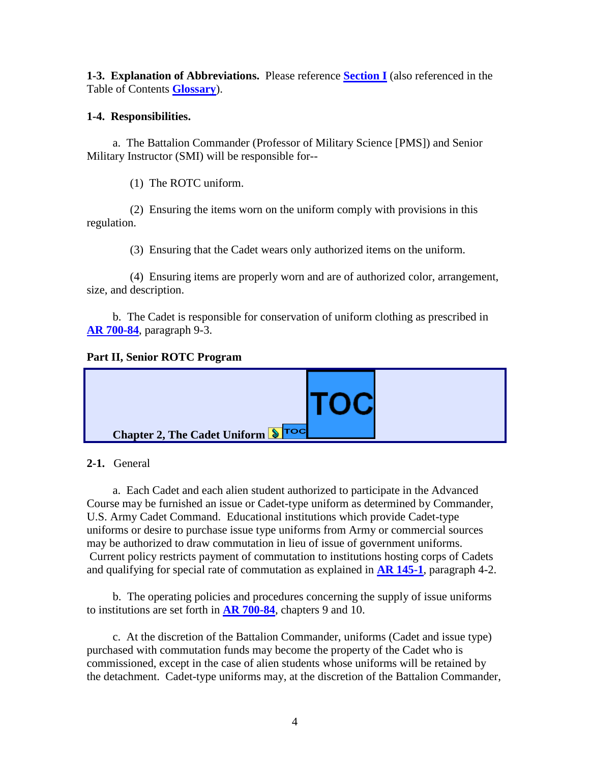**1-3. Explanation of Abbreviations.** Please reference **Section I** (also referenced in the Table of Contents **Glossary**).

**1-4. Responsibilities.**

a. The Battalion Commander (Professor of Military Science [PMS]) and Senior Military Instructor (SMI) will be responsible for--

(1) The ROTC uniform.

(2) Ensuring the items worn on the uniform comply with provisions in this regulation.

(3) Ensuring that the Cadet wears only authorized items on the uniform.

(4) Ensuring items are properly worn and are of authorized color, arrangement, size, and description.

b. The Cadet is responsible for conservation of uniform clothing as prescribed in **AR 700-84**, paragraph 9-3.

## Part II, Senior ROTC Program

## Chapter 2, The Cadet Uniform

**2-1.** General

a. Each Cadet and each alien student authorized to participate in the Advanced Course may be furnished an issue or Cadet-type uniform as determined by Commander, U.S. Army Cadet Command. Educational institutions which provide Cadet-type uniforms or desire to purchase issue type uniforms from Army or commercial sources may be authorized to draw commutation in lieu of issue of government uniforms. Current policy restricts payment of commutation to institutions hosting corps of Cadets and qualifying for special rate of commutation as explained in **AR 145-1**, paragraph 4-2.

b. The operating policies and procedures concerning the supply of issue uniforms to institutions are set forth in **AR 700-84**, chapters 9 and 10.

c. At the discretion of the Battalion Commander, uniforms (Cadet and issue type) purchased with commutation funds may become the property of the Cadet who is commissioned, except in the case of alien students whose uniforms will be retained by the detachment. Cadet-type uniforms may, at the discretion of the Battalion Commander,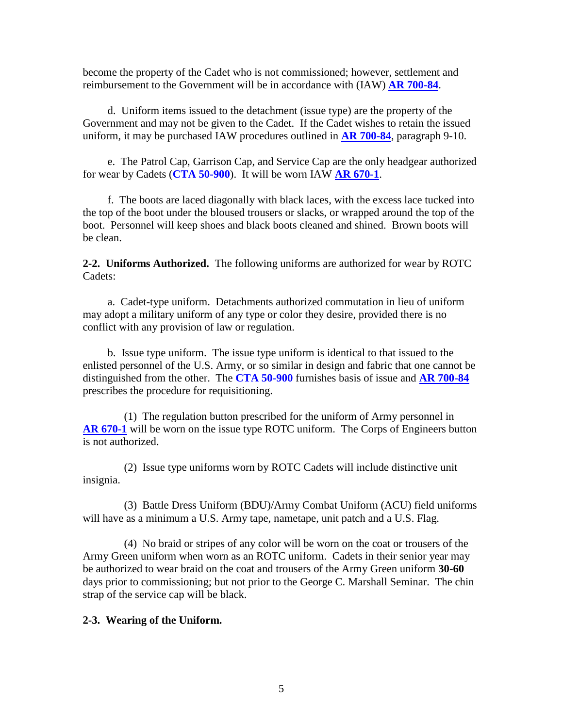become the property of the Cadet who is not commissioned; however, settlement and reimbursement to the Government will be in accordance with (IAW) **AR 700-84**.

d. Uniform items issued to the detachment (issue type) are the property of the Government and may not be given to the Cadet. If the Cadet wishes to retain the issued uniform, it may be purchased IAW procedures outlined in **AR 700-84**, paragraph 9-10.

e. The Patrol Cap, Garrison Cap, and Service Cap are the only headgear authorized for wear by Cadets (**CTA 50-900**). It will be worn IAW **AR 670-1**.

f. The boots are laced diagonally with black laces, with the excess lace tucked into the top of the boot under the bloused trousers or slacks, or wrapped around the top of the boot. Personnel will keep shoes and black boots cleaned and shined. Brown boots will be clean.

**2-2. Uniforms Authorized.** The following uniforms are authorized for wear by ROTC Cadets:

a. Cadet-type uniform. Detachments authorized commutation in lieu of uniform may adopt a military uniform of any type or color they desire, provided there is no conflict with any provision of law or regulation.

b. Issue type uniform. The issue type uniform is identical to that issued to the enlisted personnel of the U.S. Army, or so similar in design and fabric that one cannot be distinguished from the other. The **CTA 50-900** furnishes basis of issue and **AR 700-84** prescribes the procedure for requisitioning.

(1) The regulation button prescribed for the uniform of Army personnel in **AR 670-1** will be worn on the issue type ROTC uniform. The Corps of Engineers button is not authorized.

(2) Issue type uniforms worn by ROTC Cadets will include distinctive unit insignia.

(3) Battle Dress Uniform (BDU)/Army Combat Uniform (ACU) field uniforms will have as a minimum a U.S. Army tape, nametape, unit patch and a U.S. Flag.

(4) No braid or stripes of any color will be worn on the coat or trousers of the Army Green uniform when worn as an ROTC uniform. Cadets in their senior year may be authorized to wear braid on the coat and trousers of the Army Green uniform **30-60** days prior to commissioning; but not prior to the George C. Marshall Seminar. The chin strap of the service cap will be black.

**2-3. Wearing of the Uniform.**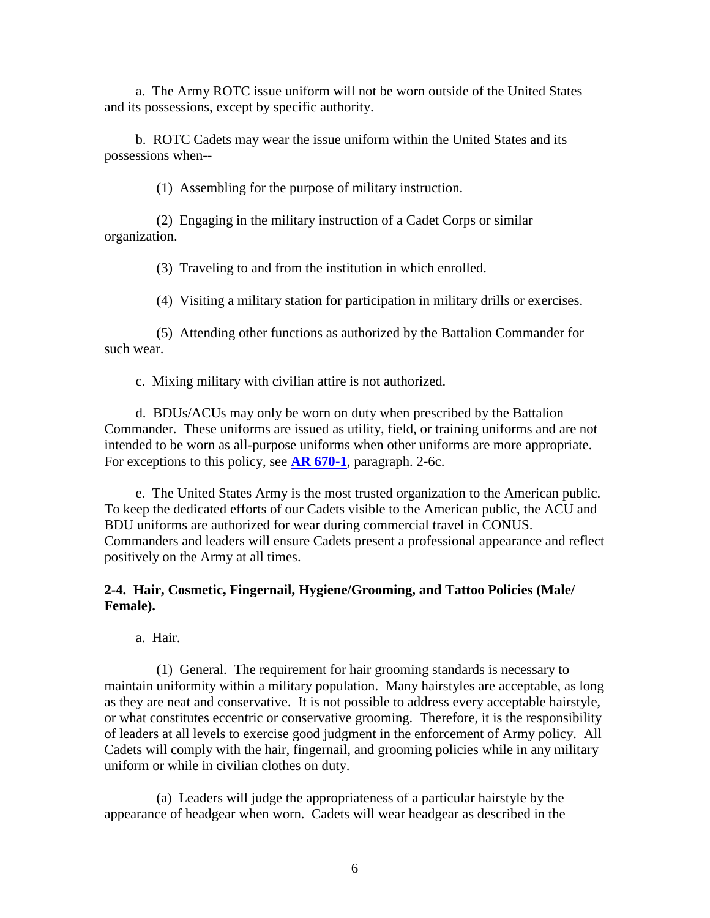a. The Army ROTC issue uniform will not be worn outside of the United States and its possessions, except by specific authority.

b. ROTC Cadets may wear the issue uniform within the United States and its possessions when--

(1) Assembling for the purpose of military instruction.

(2) Engaging in the military instruction of a Cadet Corps or similar organization.

(3) Traveling to and from the institution in which enrolled.

(4) Visiting a military station for participation in military drills or exercises.

(5) Attending other functions as authorized by the Battalion Commander for such wear.

c. Mixing military with civilian attire is not authorized.

d. BDUs/ACUs may only be worn on duty when prescribed by the Battalion Commander. These uniforms are issued as utility, field, or training uniforms and are not intended to be worn as all-purpose uniforms when other uniforms are more appropriate. For exceptions to this policy, see **AR 670-1**, paragraph. 2-6c.

e. The United States Army is the most trusted organization to the American public. To keep the dedicated efforts of our Cadets visible to the American public, the ACU and BDU uniforms are authorized for wear during commercial travel in CONUS. Commanders and leaders will ensure Cadets present a professional appearance and reflect positively on the Army at all times.

### 2-4. Hair, Cosmetic, Fingernail, Hygiene/Grooming, and Tattoo Policies (Male/ Female).

a. Hair.

(1) General. The requirement for hair grooming standards is necessary to maintain uniformity within a military population. Many hairstyles are acceptable, as long as they are neat and conservative. It is not possible to address every acceptable hairstyle, or what constitutes eccentric or conservative grooming. Therefore, it is the responsibility of leaders at all levels to exercise good judgment in the enforcement of Army policy. All Cadets will comply with the hair, fingernail, and grooming policies while in any military uniform or while in civilian clothes on duty.

(a) Leaders will judge the appropriateness of a particular hairstyle by the appearance of headgear when worn. Cadets will wear headgear as described in the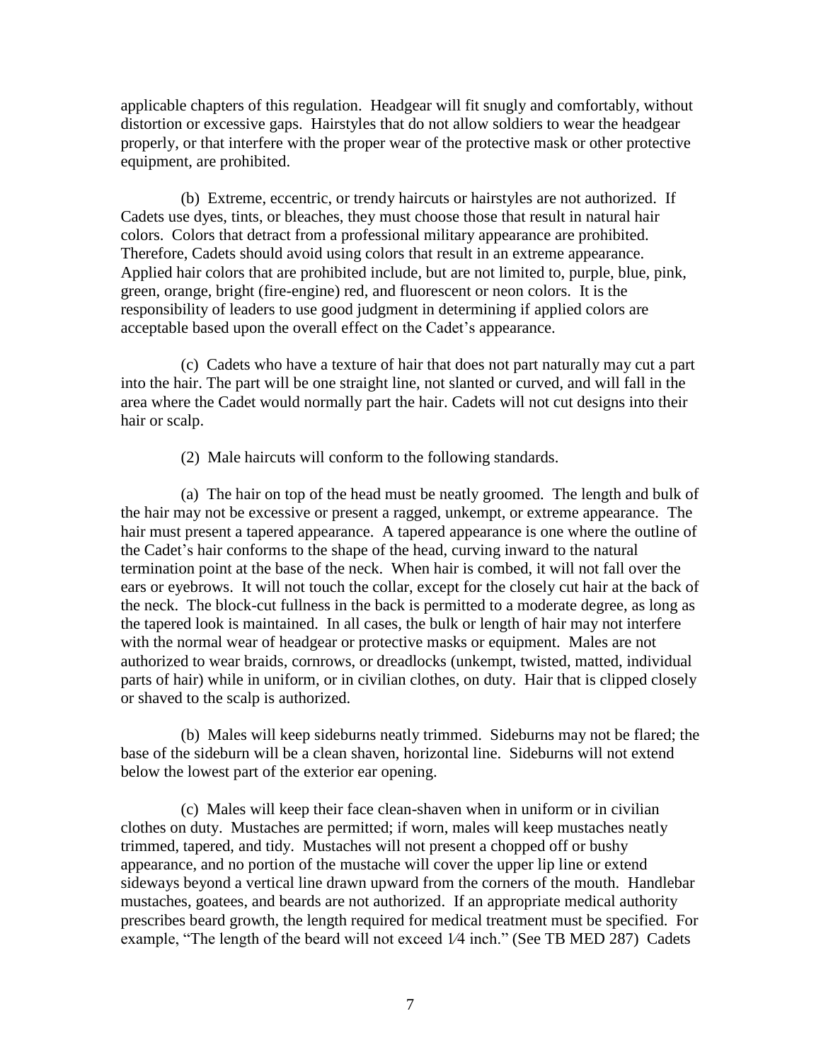applicable chapters of this regulation. Headgear will fit snugly and comfortably, without distortion or excessive gaps. Hairstyles that do not allow soldiers to wear the headgear properly, or that interfere with the proper wear of the protective mask or other protective equipment, are prohibited.

(b) Extreme, eccentric, or trendy haircuts or hairstyles are not authorized. If Cadets use dyes, tints, or bleaches, they must choose those that result in natural hair colors. Colors that detract from a professional military appearance are prohibited. Therefore, Cadets should avoid using colors that result in an extreme appearance. Applied hair colors that are prohibited include, but are not limited to, purple, blue, pink, green, orange, bright (fire-engine) red, and fluorescent or neon colors. It is the responsibility of leaders to use good judgment in determining if applied colors are acceptable based upon the overall effect on the Cadet's appearance.

(c) Cadets who have a texture of hair that does not part naturally may cut a part into the hair. The part will be one straight line, not slanted or curved, and will fall in the area where the Cadet would normally part the hair. Cadets will not cut designs into their hair or scalp.

(2) Male haircuts will conform to the following standards.

(a) The hair on top of the head must be neatly groomed. The length and bulk of the hair may not be excessive or present a ragged, unkempt, or extreme appearance. The hair must present a tapered appearance. A tapered appearance is one where the outline of the Cadet's hair conforms to the shape of the head, curving inward to the natural termination point at the base of the neck. When hair is combed, it will not fall over the ears or eyebrows. It will not touch the collar, except for the closely cut hair at the back of the neck. The block-cut fullness in the back is permitted to a moderate degree, as long as the tapered look is maintained. In all cases, the bulk or length of hair may not interfere with the normal wear of headgear or protective masks or equipment. Males are not authorized to wear braids, cornrows, or dreadlocks (unkempt, twisted, matted, individual parts of hair) while in uniform, or in civilian clothes, on duty. Hair that is clipped closely or shaved to the scalp is authorized.

(b) Males will keep sideburns neatly trimmed. Sideburns may not be flared; the base of the sideburn will be a clean shaven, horizontal line. Sideburns will not extend below the lowest part of the exterior ear opening.

(c) Males will keep their face clean-shaven when in uniform or in civilian clothes on duty. Mustaches are permitted; if worn, males will keep mustaches neatly trimmed, tapered, and tidy. Mustaches will not present a chopped off or bushy appearance, and no portion of the mustache will cover the upper lip line or extend sideways beyond a vertical line drawn upward from the corners of the mouth. Handlebar mustaches, goatees, and beards are not authorized. If an appropriate medical authority prescribes beard growth, the length required for medical treatment must be specified. For example, "The length of the beard will not exceed 1⁄4 inch." (See TB MED 287) Cadets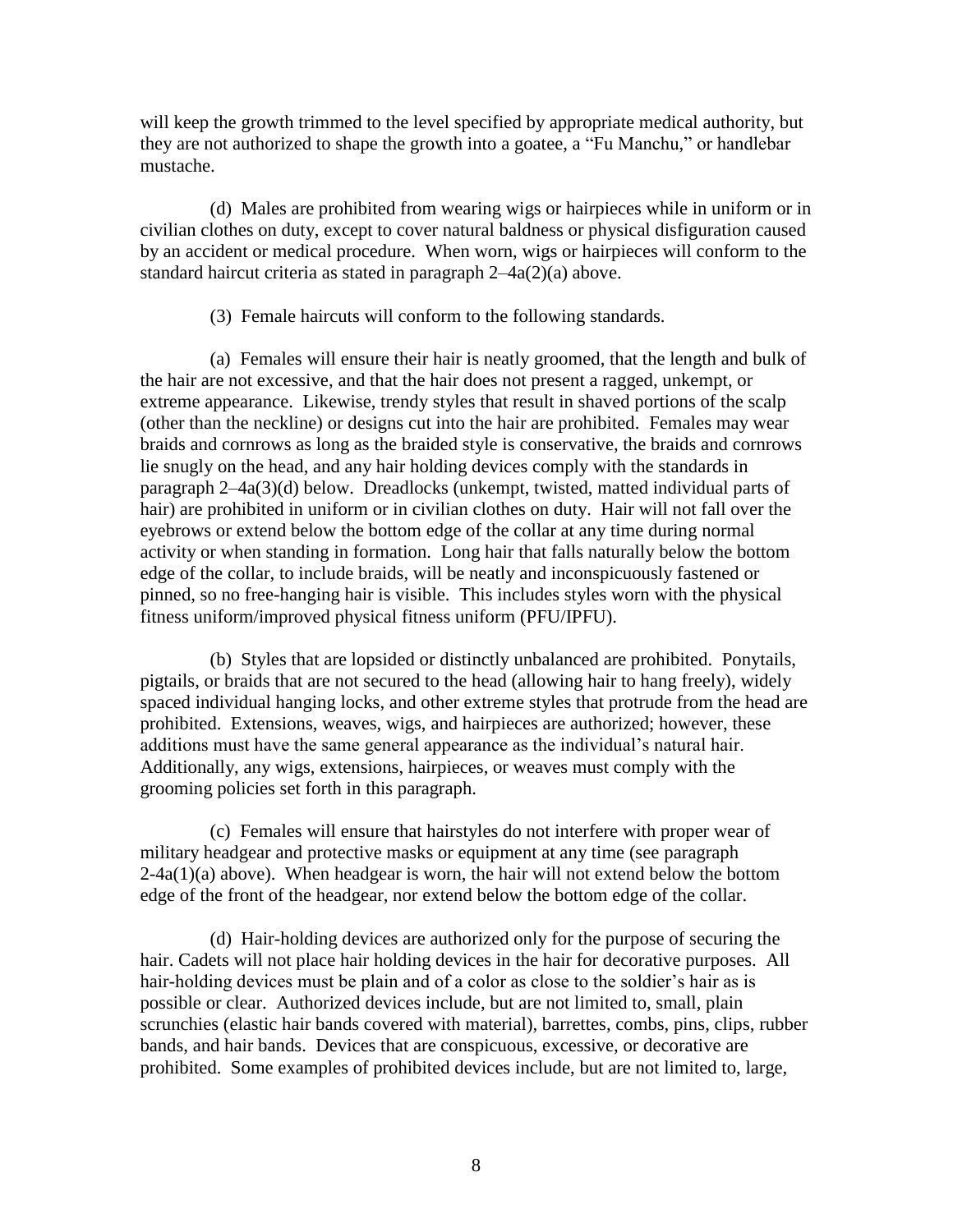will keep the growth trimmed to the level specified by appropriate medical authority, but they are not authorized to shape the growth into a goatee, a "Fu Manchu," or handlebar mustache.

(d) Males are prohibited from wearing wigs or hairpieces while in uniform or in civilian clothes on duty, except to cover natural baldness or physical disfiguration caused by an accident or medical procedure. When worn, wigs or hairpieces will conform to the standard haircut criteria as stated in paragraph 2–4a(2)(a) above.

(3) Female haircuts will conform to the following standards.

(a) Females will ensure their hair is neatly groomed, that the length and bulk of the hair are not excessive, and that the hair does not present a ragged, unkempt, or extreme appearance. Likewise, trendy styles that result in shaved portions of the scalp (other than the neckline) or designs cut into the hair are prohibited. Females may wear braids and cornrows as long as the braided style is conservative, the braids and cornrows lie snugly on the head, and any hair holding devices comply with the standards in paragraph 2–4a(3)(d) below. Dreadlocks (unkempt, twisted, matted individual parts of hair) are prohibited in uniform or in civilian clothes on duty. Hair will not fall over the eyebrows or extend below the bottom edge of the collar at any time during normal activity or when standing in formation. Long hair that falls naturally below the bottom edge of the collar, to include braids, will be neatly and inconspicuously fastened or pinned, so no free-hanging hair is visible. This includes styles worn with the physical fitness uniform/improved physical fitness uniform (PFU/IPFU).

(b) Styles that are lopsided or distinctly unbalanced are prohibited. Ponytails, pigtails, or braids that are not secured to the head (allowing hair to hang freely), widely spaced individual hanging locks, and other extreme styles that protrude from the head are prohibited. Extensions, weaves, wigs, and hairpieces are authorized; however, these additions must have the same general appearance as the individual's natural hair. Additionally, any wigs, extensions, hairpieces, or weaves must comply with the grooming policies set forth in this paragraph.

(c) Females will ensure that hairstyles do not interfere with proper wear of military headgear and protective masks or equipment at any time (see paragraph 2-4a(1)(a) above). When headgear is worn, the hair will not extend below the bottom edge of the front of the headgear, nor extend below the bottom edge of the collar.

(d) Hair-holding devices are authorized only for the purpose of securing the hair. Cadets will not place hair holding devices in the hair for decorative purposes. All hair-holding devices must be plain and of a color as close to the soldier's hair as is possible or clear. Authorized devices include, but are not limited to, small, plain scrunchies (elastic hair bands covered with material), barrettes, combs, pins, clips, rubber bands, and hair bands. Devices that are conspicuous, excessive, or decorative are prohibited. Some examples of prohibited devices include, but are not limited to, large,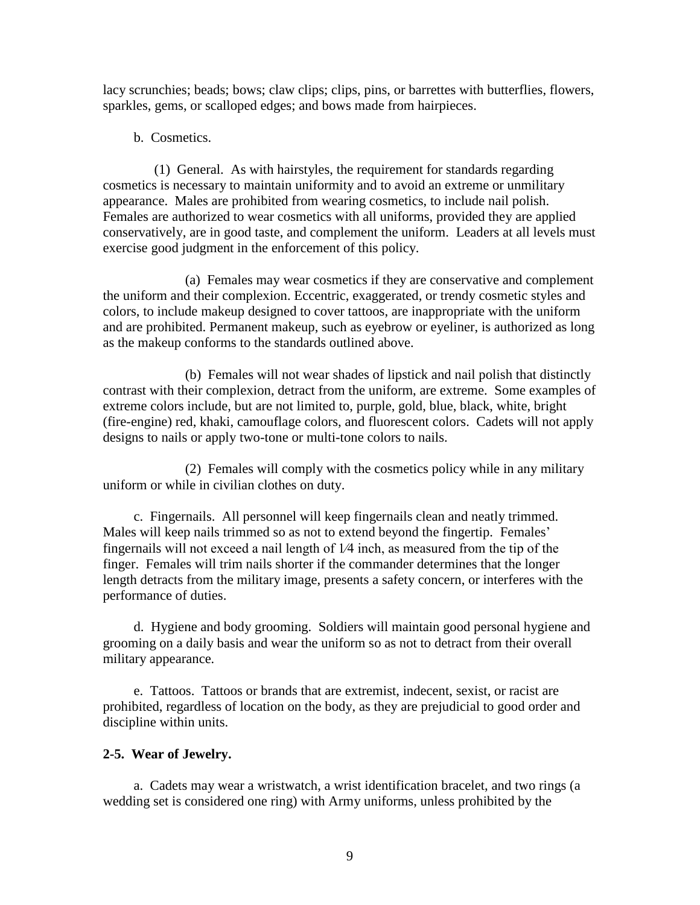lacy scrunchies; beads; bows; claw clips; clips, pins, or barrettes with butterflies, flowers, sparkles, gems, or scalloped edges; and bows made from hairpieces.

b. Cosmetics.

(1) General. As with hairstyles, the requirement for standards regarding cosmetics is necessary to maintain uniformity and to avoid an extreme or unmilitary appearance. Males are prohibited from wearing cosmetics, to include nail polish. Females are authorized to wear cosmetics with all uniforms, provided they are applied conservatively, are in good taste, and complement the uniform. Leaders at all levels must exercise good judgment in the enforcement of this policy.

(a) Females may wear cosmetics if they are conservative and complement the uniform and their complexion. Eccentric, exaggerated, or trendy cosmetic styles and colors, to include makeup designed to cover tattoos, are inappropriate with the uniform and are prohibited. Permanent makeup, such as eyebrow or eyeliner, is authorized as long as the makeup conforms to the standards outlined above.

(b) Females will not wear shades of lipstick and nail polish that distinctly contrast with their complexion, detract from the uniform, are extreme. Some examples of extreme colors include, but are not limited to, purple, gold, blue, black, white, bright (fire-engine) red, khaki, camouflage colors, and fluorescent colors. Cadets will not apply designs to nails or apply two-tone or multi-tone colors to nails.

(2) Females will comply with the cosmetics policy while in any military uniform or while in civilian clothes on duty.

c. Fingernails. All personnel will keep fingernails clean and neatly trimmed. Males will keep nails trimmed so as not to extend beyond the fingertip. Females' fingernails will not exceed a nail length of 1⁄4 inch, as measured from the tip of the finger. Females will trim nails shorter if the commander determines that the longer length detracts from the military image, presents a safety concern, or interferes with the performance of duties.

d. Hygiene and body grooming. Soldiers will maintain good personal hygiene and grooming on a daily basis and wear the uniform so as not to detract from their overall military appearance.

e. Tattoos. Tattoos or brands that are extremist, indecent, sexist, or racist are prohibited, regardless of location on the body, as they are prejudicial to good order and discipline within units.

**2-5. Wear of Jewelry.**

a. Cadets may wear a wristwatch, a wrist identification bracelet, and two rings (a wedding set is considered one ring) with Army uniforms, unless prohibited by the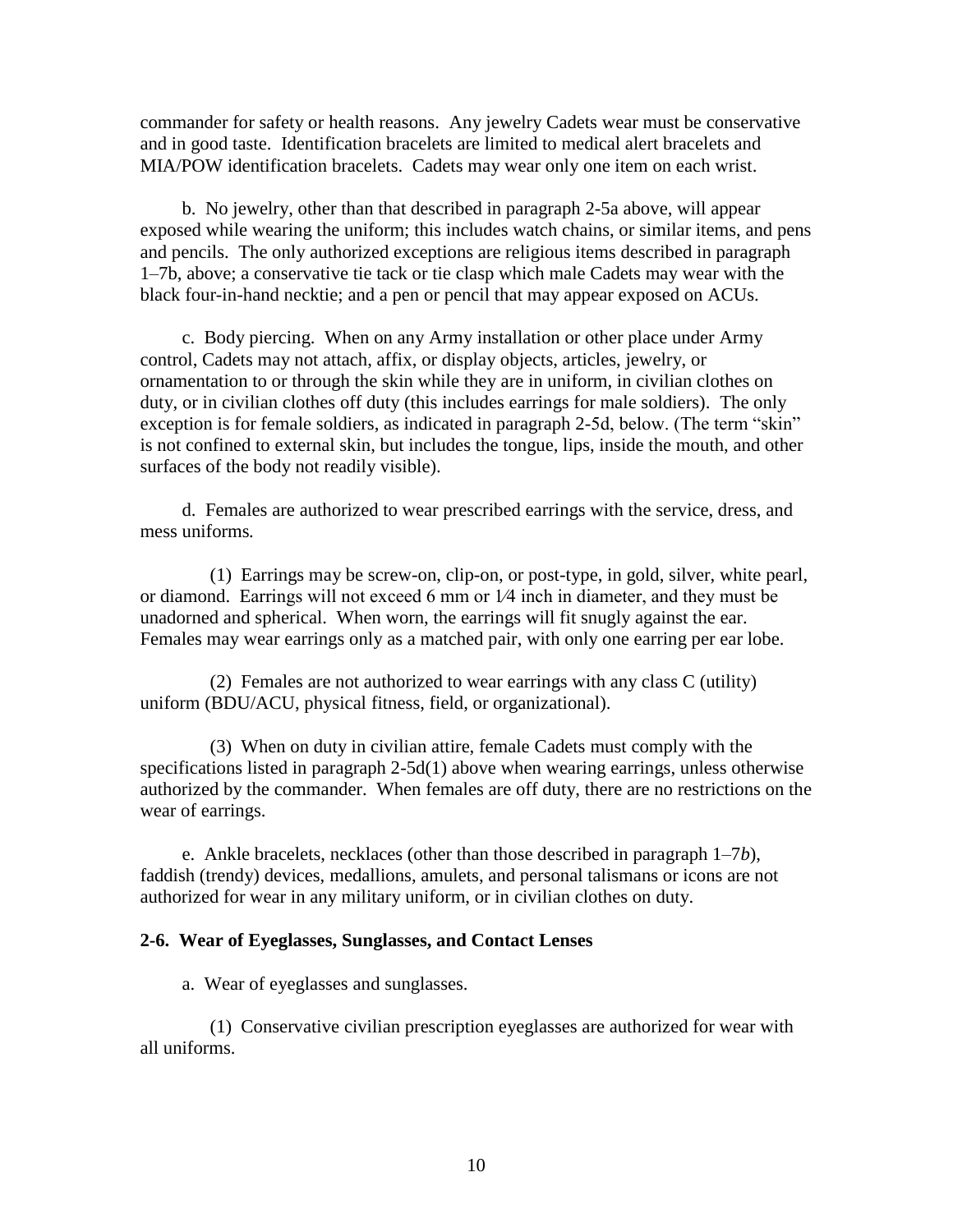commander for safety or health reasons. Any jewelry Cadets wear must be conservative and in good taste. Identification bracelets are limited to medical alert bracelets and MIA/POW identification bracelets. Cadets may wear only one item on each wrist.

b. No jewelry, other than that described in paragraph 2-5a above, will appear exposed while wearing the uniform; this includes watch chains, or similar items, and pens and pencils. The only authorized exceptions are religious items described in paragraph 1–7b, above; a conservative tie tack or tie clasp which male Cadets may wear with the black four-in-hand necktie; and a pen or pencil that may appear exposed on ACUs.

c. Body piercing. When on any Army installation or other place under Army control, Cadets may not attach, affix, or display objects, articles, jewelry, or ornamentation to or through the skin while they are in uniform, in civilian clothes on duty, or in civilian clothes off duty (this includes earrings for male soldiers). The only exception is for female soldiers, as indicated in paragraph 2-5d, below. (The term "skin" is not confined to external skin, but includes the tongue, lips, inside the mouth, and other surfaces of the body not readily visible).

d. Females are authorized to wear prescribed earrings with the service, dress, and mess uniforms.

(1) Earrings may be screw-on, clip-on, or post-type, in gold, silver, white pearl, or diamond. Earrings will not exceed 6 mm or 1⁄4 inch in diameter, and they must be unadorned and spherical. When worn, the earrings will fit snugly against the ear. Females may wear earrings only as a matched pair, with only one earring per ear lobe.

(2) Females are not authorized to wear earrings with any class C (utility) uniform (BDU/ACU, physical fitness, field, or organizational).

(3) When on duty in civilian attire, female Cadets must comply with the specifications listed in paragraph 2-5d(1) above when wearing earrings, unless otherwise authorized by the commander. When females are off duty, there are no restrictions on the wear of earrings.

e. Ankle bracelets, necklaces (other than those described in paragraph 1–7*b*), faddish (trendy) devices, medallions, amulets, and personal talismans or icons are not authorized for wear in any military uniform, or in civilian clothes on duty.

**2-6. Wear of Eyeglasses, Sunglasses, and Contact Lenses**

a. Wear of eyeglasses and sunglasses.

(1) Conservative civilian prescription eyeglasses are authorized for wear with all uniforms.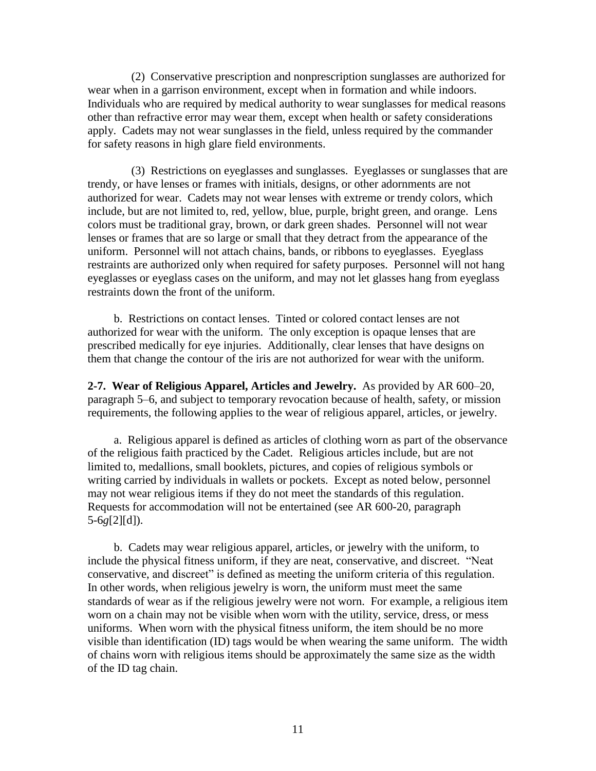(2) Conservative prescription and nonprescription sunglasses are authorized for wear when in a garrison environment, except when in formation and while indoors. Individuals who are required by medical authority to wear sunglasses for medical reasons other than refractive error may wear them, except when health or safety considerations apply. Cadets may not wear sunglasses in the field, unless required by the commander for safety reasons in high glare field environments.

(3) Restrictions on eyeglasses and sunglasses. Eyeglasses or sunglasses that are trendy, or have lenses or frames with initials, designs, or other adornments are not authorized for wear. Cadets may not wear lenses with extreme or trendy colors, which include, but are not limited to, red, yellow, blue, purple, bright green, and orange. Lens colors must be traditional gray, brown, or dark green shades. Personnel will not wear lenses or frames that are so large or small that they detract from the appearance of the uniform. Personnel will not attach chains, bands, or ribbons to eyeglasses. Eyeglass restraints are authorized only when required for safety purposes. Personnel will not hang eyeglasses or eyeglass cases on the uniform, and may not let glasses hang from eyeglass restraints down the front of the uniform.

b. Restrictions on contact lenses. Tinted or colored contact lenses are not authorized for wear with the uniform. The only exception is opaque lenses that are prescribed medically for eye injuries. Additionally, clear lenses that have designs on them that change the contour of the iris are not authorized for wear with the uniform.

**2-7. Wear of Religious Apparel, Articles and Jewelry.** As provided by AR 600–20, paragraph 5–6, and subject to temporary revocation because of health, safety, or mission requirements, the following applies to the wear of religious apparel, articles, or jewelry.

a. Religious apparel is defined as articles of clothing worn as part of the observance of the religious faith practiced by the Cadet. Religious articles include, but are not limited to, medallions, small booklets, pictures, and copies of religious symbols or writing carried by individuals in wallets or pockets. Except as noted below, personnel may not wear religious items if they do not meet the standards of this regulation. Requests for accommodation will not be entertained (see AR 600-20, paragraph 5-6*g*[2][d]).

b. Cadets may wear religious apparel, articles, or jewelry with the uniform, to include the physical fitness uniform, if they are neat, conservative, and discreet. "Neat conservative, and discreet" is defined as meeting the uniform criteria of this regulation. In other words, when religious jewelry is worn, the uniform must meet the same standards of wear as if the religious jewelry were not worn. For example, a religious item worn on a chain may not be visible when worn with the utility, service, dress, or mess uniforms. When worn with the physical fitness uniform, the item should be no more visible than identification (ID) tags would be when wearing the same uniform. The width of chains worn with religious items should be approximately the same size as the width of the ID tag chain.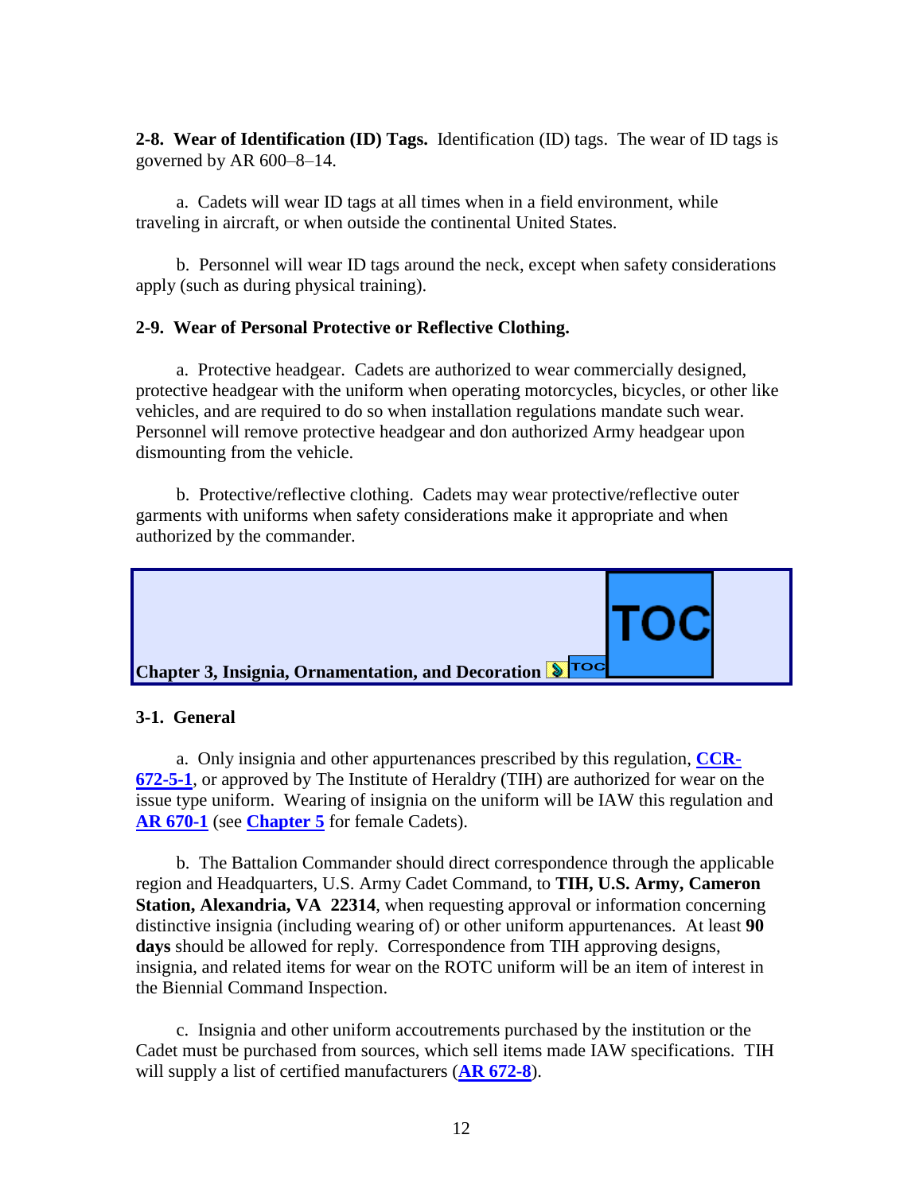**2-8. Wear of Identification (ID) Tags.** Identification (ID) tags. The wear of ID tags is governed by AR 600–8–14.

a. Cadets will wear ID tags at all times when in a field environment, while traveling in aircraft, or when outside the continental United States.

b. Personnel will wear ID tags around the neck, except when safety considerations apply (such as during physical training).

**2-9. Wear of Personal Protective or Reflective Clothing.**

a. Protective headgear. Cadets are authorized to wear commercially designed, protective headgear with the uniform when operating motorcycles, bicycles, or other like vehicles, and are required to do so when installation regulations mandate such wear. Personnel will remove protective headgear and don authorized Army headgear upon dismounting from the vehicle.

b. Protective/reflective clothing. Cadets may wear protective/reflective outer garments with uniforms when safety considerations make it appropriate and when authorized by the commander.

## Chapter 3, Insignia, Ornamentation, and Decoration

**3-1. General**

a. Only insignia and other appurtenances prescribed by this regulation, **CCR-672-5-1**, or approved by The Institute of Heraldry (TIH) are authorized for wear on the issue type uniform. Wearing of insignia on the uniform will be IAW this regulation and **AR 670-1** (see **Chapter 5** for female Cadets).

b. The Battalion Commander should direct correspondence through the applicable region and Headquarters, U.S. Army Cadet Command, to **TIH, U.S. Army, Cameron Station, Alexandria, VA 22314**, when requesting approval or information concerning distinctive insignia (including wearing of) or other uniform appurtenances. At least **90 days** should be allowed for reply. Correspondence from TIH approving designs, insignia, and related items for wear on the ROTC uniform will be an item of interest in the Biennial Command Inspection.

c. Insignia and other uniform accoutrements purchased by the institution or the Cadet must be purchased from sources, which sell items made IAW specifications. TIH will supply a list of certified manufacturers (**AR 672-8**).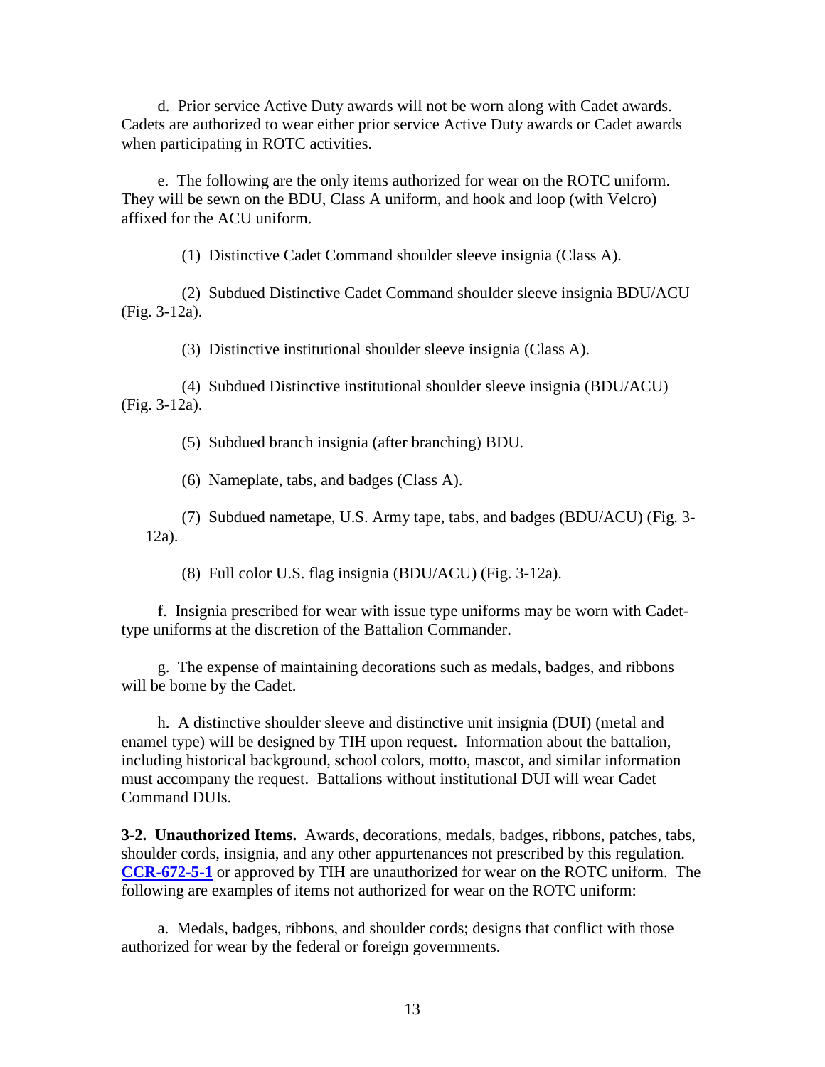d. Prior service Active Duty awards will not be worn along with Cadet awards. Cadets are authorized to wear either prior service Active Duty awards or Cadet awards when participating in ROTC activities.

e. The following are the only items authorized for wear on the ROTC uniform. They will be sewn on the BDU, Class A uniform, and hook and loop (with Velcro) affixed for the ACU uniform.

(1) Distinctive Cadet Command shoulder sleeve insignia (Class A).

(2) Subdued Distinctive Cadet Command shoulder sleeve insignia BDU/ACU (Fig. 3-12a).

(3) Distinctive institutional shoulder sleeve insignia (Class A).

(4) Subdued Distinctive institutional shoulder sleeve insignia (BDU/ACU) (Fig. 3-12a).

(5) Subdued branch insignia (after branching) BDU.

(6) Nameplate, tabs, and badges (Class A).

(7) Subdued nametape, U.S. Army tape, tabs, and badges (BDU/ACU) (Fig. 3-12a).

(8) Full color U.S. flag insignia (BDU/ACU) (Fig. 3-12a).

f. Insignia prescribed for wear with issue type uniforms may be worn with Cadet-type uniforms at the discretion of the Battalion Commander.

g. The expense of maintaining decorations such as medals, badges, and ribbons will be borne by the Cadet.

h. A distinctive shoulder sleeve and distinctive unit insignia (DUI) (metal and enamel type) will be designed by TIH upon request. Information about the battalion, including historical background, school colors, motto, mascot, and similar information must accompany the request. Battalions without institutional DUI will wear Cadet Command DUIs.

**3-2. Unauthorized Items.** Awards, decorations, medals, badges, ribbons, patches, tabs, shoulder cords, insignia, and any other appurtenances not prescribed by this regulation. **CCR-672-5-1** or approved by TIH are unauthorized for wear on the ROTC uniform. The following are examples of items not authorized for wear on the ROTC uniform:

a. Medals, badges, ribbons, and shoulder cords; designs that conflict with those authorized for wear by the federal or foreign governments.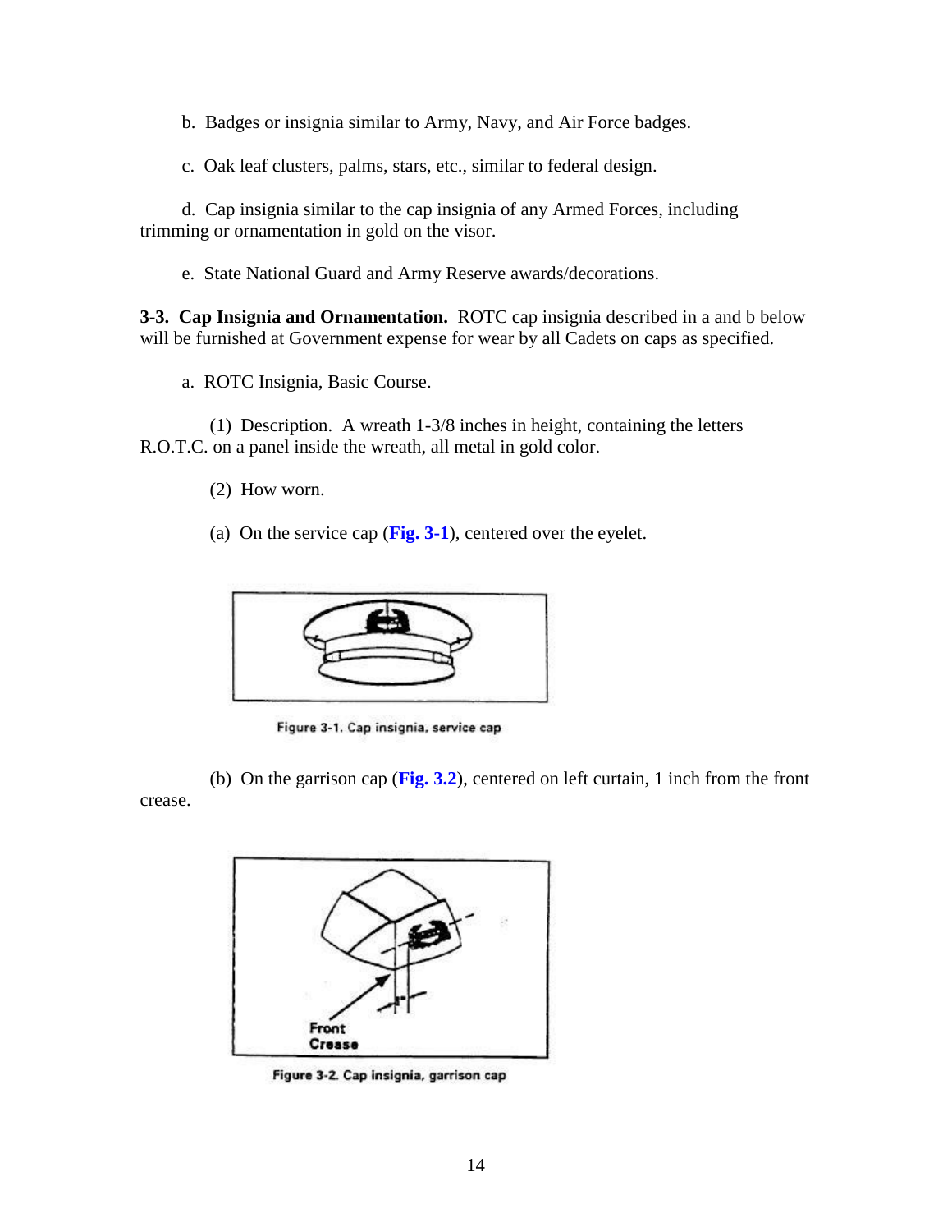b. Badges or insignia similar to Army, Navy, and Air Force badges.

c. Oak leaf clusters, palms, stars, etc., similar to federal design.

d. Cap insignia similar to the cap insignia of any Armed Forces, including trimming or ornamentation in gold on the visor.

e. State National Guard and Army Reserve awards/decorations.

**3-3. Cap Insignia and Ornamentation.** ROTC cap insignia described in a and b below will be furnished at Government expense for wear by all Cadets on caps as specified.

a. ROTC Insignia, Basic Course.

(1) Description. A wreath 1-3/8 inches in height, containing the letters R.O.T.C. on a panel inside the wreath, all metal in gold color.

(2) How worn.

(a) On the service cap (**Fig. 3-1**), centered over the eyelet.

Figure 3-1. Cap insignia, service cap

(b) On the garrison cap (**Fig. 3.2**), centered on left curtain, 1 inch from the front crease.

Front Crease

Figure 3-2. Cap insignia, garrison cap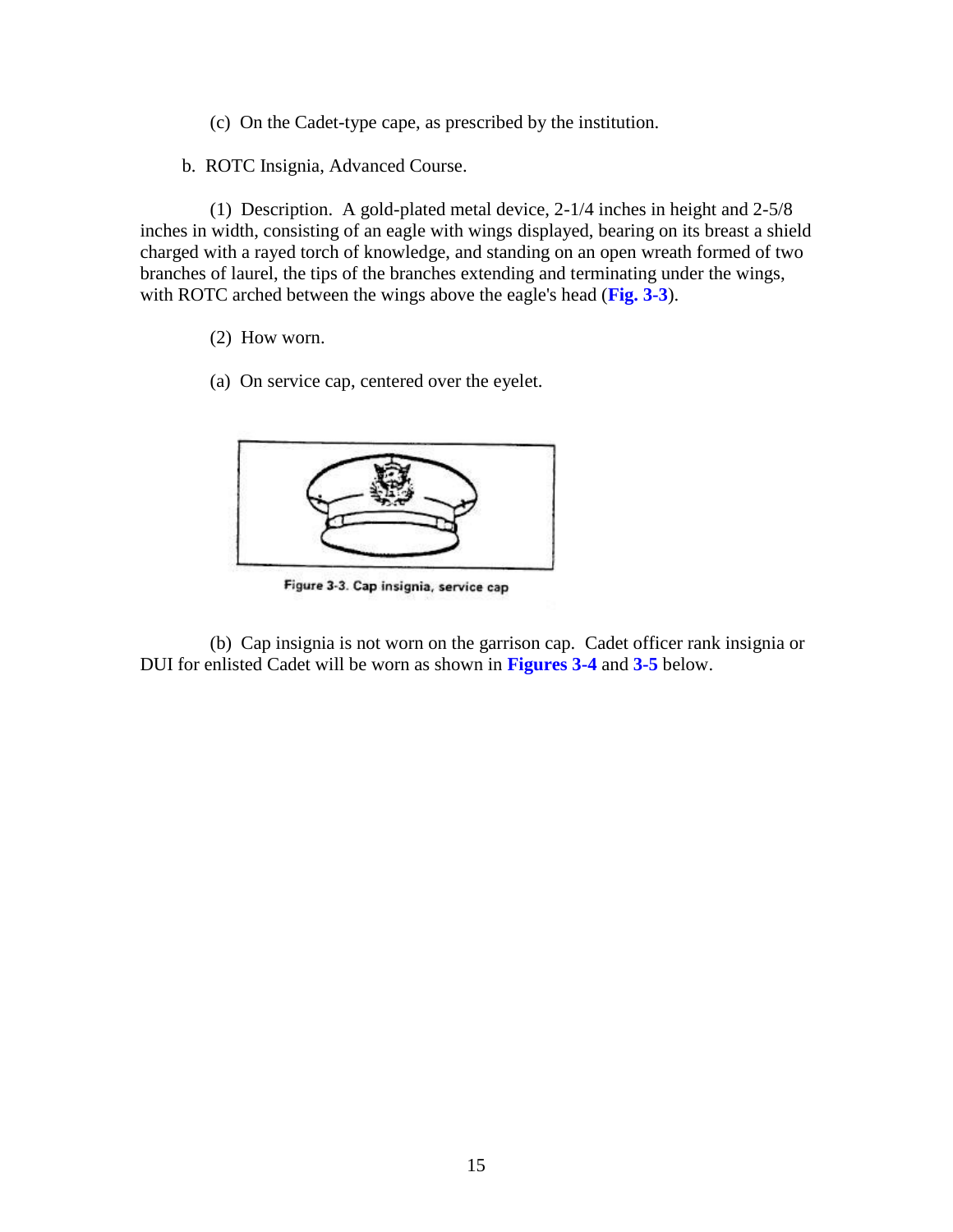(c) On the Cadet-type cape, as prescribed by the institution.

b. ROTC Insignia, Advanced Course.

(1) Description. A gold-plated metal device, 2-1/4 inches in height and 2-5/8 inches in width, consisting of an eagle with wings displayed, bearing on its breast a shield charged with a rayed torch of knowledge, and standing on an open wreath formed of two branches of laurel, the tips of the branches extending and terminating under the wings, with ROTC arched between the wings above the eagle's head (**Fig. 3-3**).

(2) How worn.

(a) On service cap, centered over the eyelet.

Figure 3-3. Cap insignia, service cap

(b) Cap insignia is not worn on the garrison cap. Cadet officer rank insignia or DUI for enlisted Cadet will be worn as shown in **Figures 3-4** and **3-5** below.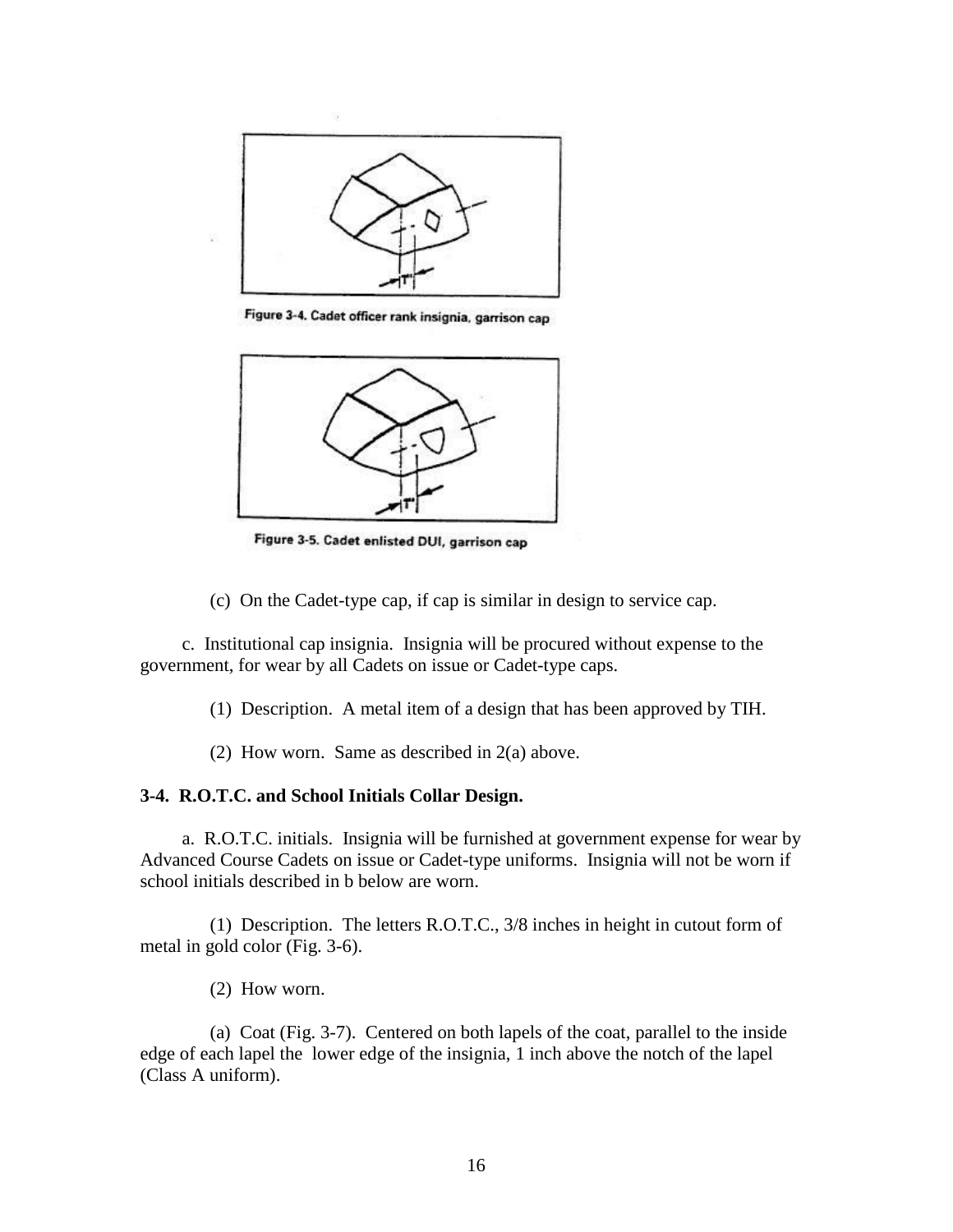Figure 3-4. Cadet officer rank insignia, garrison cap

Figure 3-5. Cadet enlisted DUI, garrison cap

(c) On the Cadet-type cap, if cap is similar in design to service cap.

c. Institutional cap insignia. Insignia will be procured without expense to the government, for wear by all Cadets on issue or Cadet-type caps.

(1) Description. A metal item of a design that has been approved by TIH.

(2) How worn. Same as described in 2(a) above.

**3-4. R.O.T.C. and School Initials Collar Design.**

a. R.O.T.C. initials. Insignia will be furnished at government expense for wear by Advanced Course Cadets on issue or Cadet-type uniforms. Insignia will not be worn if school initials described in b below are worn.

(1) Description. The letters R.O.T.C., 3/8 inches in height in cutout form of metal in gold color (Fig. 3-6).

(2) How worn.

(a) Coat (Fig. 3-7). Centered on both lapels of the coat, parallel to the inside edge of each lapel the lower edge of the insignia, 1 inch above the notch of the lapel (Class A uniform).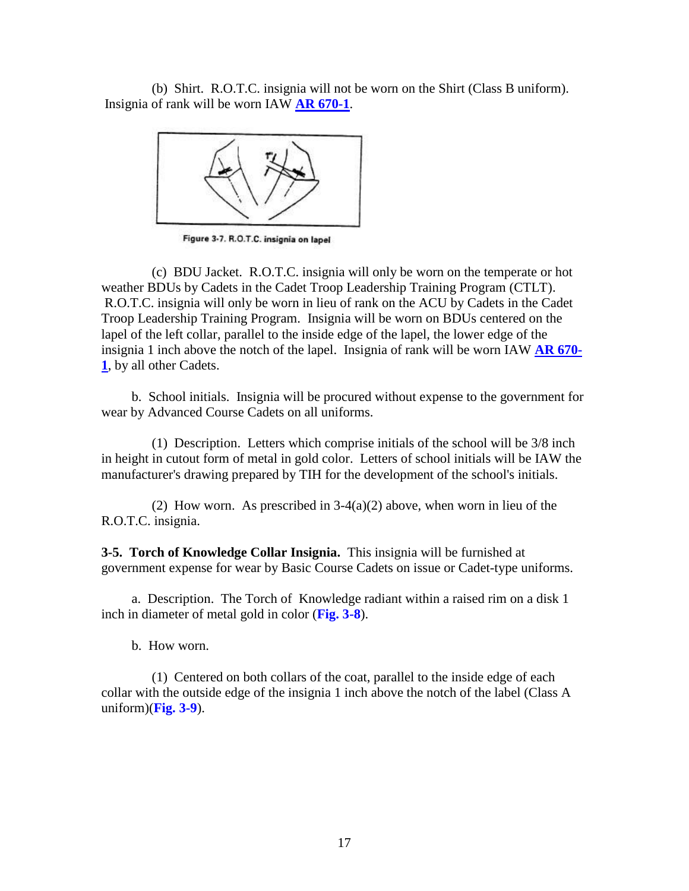(b) Shirt. R.O.T.C. insignia will not be worn on the Shirt (Class B uniform). Insignia of rank will be worn IAW **AR 670-1**.

Figure 3-7. R.O.T.C. insignia on lapel

(c) BDU Jacket. R.O.T.C. insignia will only be worn on the temperate or hot weather BDUs by Cadets in the Cadet Troop Leadership Training Program (CTLT). R.O.T.C. insignia will only be worn in lieu of rank on the ACU by Cadets in the Cadet Troop Leadership Training Program. Insignia will be worn on BDUs centered on the lapel of the left collar, parallel to the inside edge of the lapel, the lower edge of the insignia 1 inch above the notch of the lapel. Insignia of rank will be worn IAW **AR 670-1**, by all other Cadets.

b. School initials. Insignia will be procured without expense to the government for wear by Advanced Course Cadets on all uniforms.

(1) Description. Letters which comprise initials of the school will be 3/8 inch in height in cutout form of metal in gold color. Letters of school initials will be IAW the manufacturer's drawing prepared by TIH for the development of the school's initials.

(2) How worn. As prescribed in 3-4(a)(2) above, when worn in lieu of the R.O.T.C. insignia.

**3-5. Torch of Knowledge Collar Insignia.** This insignia will be furnished at government expense for wear by Basic Course Cadets on issue or Cadet-type uniforms.

a. Description. The Torch of Knowledge radiant within a raised rim on a disk 1 inch in diameter of metal gold in color (**Fig. 3-8**).

b. How worn.

(1) Centered on both collars of the coat, parallel to the inside edge of each collar with the outside edge of the insignia 1 inch above the notch of the label (Class A uniform)(**Fig. 3-9**).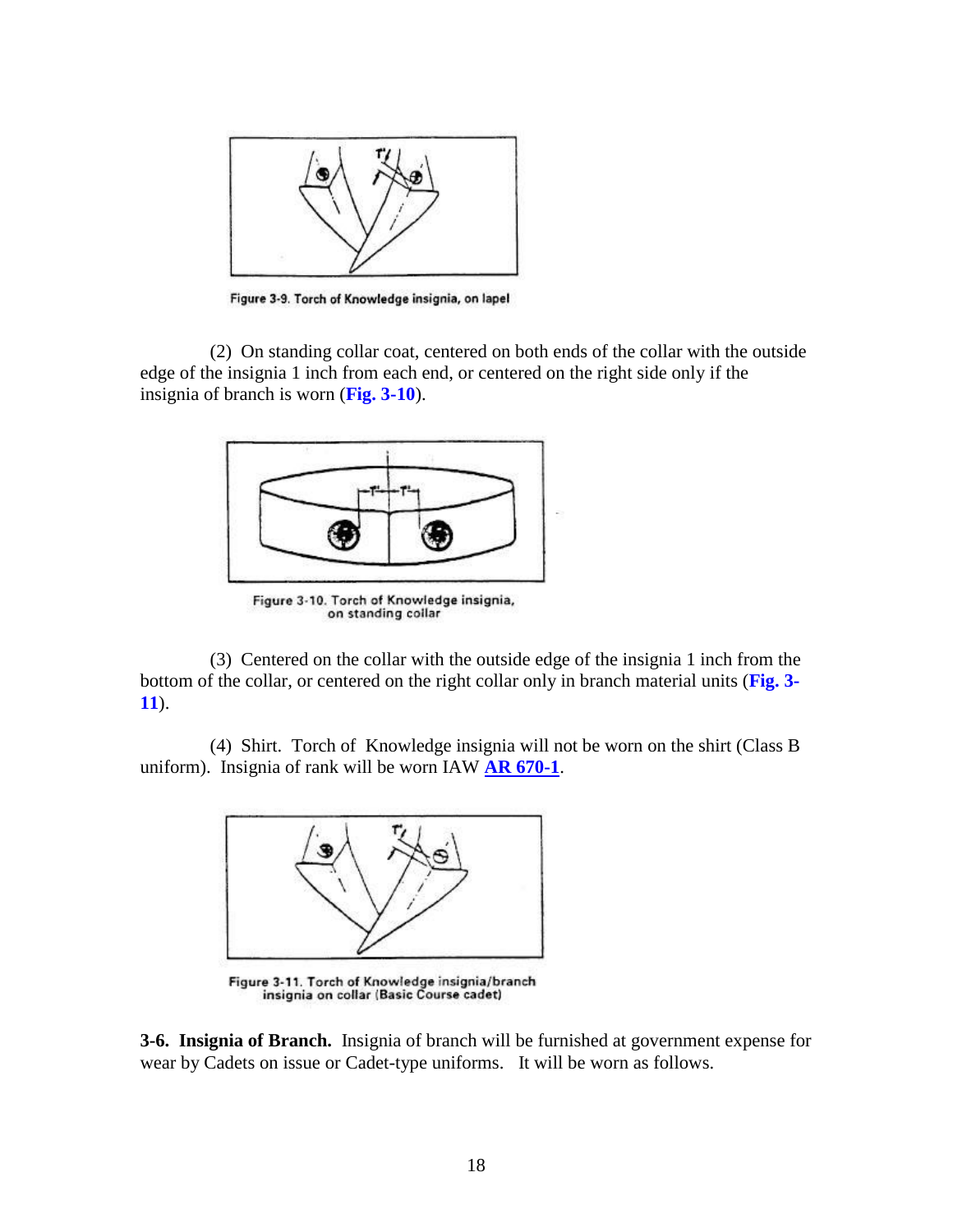Figure 3-9. Torch of Knowledge insignia, on lapel

(2) On standing collar coat, centered on both ends of the collar with the outside edge of the insignia 1 inch from each end, or centered on the right side only if the insignia of branch is worn (**Fig. 3-10**).

Figure 3-10. Torch of Knowledge insignia, on standing collar

(3) Centered on the collar with the outside edge of the insignia 1 inch from the bottom of the collar, or centered on the right collar only in branch material units (**Fig. 3-11**).

(4) Shirt. Torch of Knowledge insignia will not be worn on the shirt (Class B uniform). Insignia of rank will be worn IAW **AR 670-1**.

Figure 3-11. Torch of Knowledge insignia/branch insignia on collar (Basic Course cadet)

**3-6. Insignia of Branch.** Insignia of branch will be furnished at government expense for wear by Cadets on issue or Cadet-type uniforms. It will be worn as follows.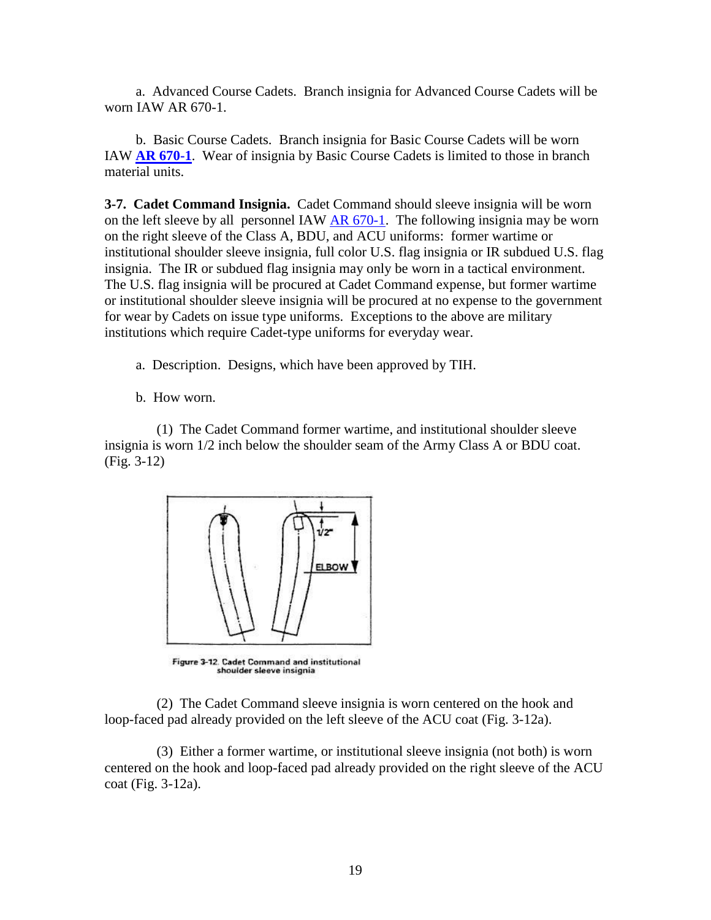a. Advanced Course Cadets. Branch insignia for Advanced Course Cadets will be worn IAW AR 670-1.

b. Basic Course Cadets. Branch insignia for Basic Course Cadets will be worn IAW **AR 670-1**. Wear of insignia by Basic Course Cadets is limited to those in branch material units.

**3-7. Cadet Command Insignia.** Cadet Command should sleeve insignia will be worn on the left sleeve by all personnel IAW AR 670-1. The following insignia may be worn on the right sleeve of the Class A, BDU, and ACU uniforms: former wartime or institutional shoulder sleeve insignia, full color U.S. flag insignia or IR subdued U.S. flag insignia. The IR or subdued flag insignia may only be worn in a tactical environment. The U.S. flag insignia will be procured at Cadet Command expense, but former wartime or institutional shoulder sleeve insignia will be procured at no expense to the government for wear by Cadets on issue type uniforms. Exceptions to the above are military institutions which require Cadet-type uniforms for everyday wear.

a. Description. Designs, which have been approved by TIH.

b. How worn.

(1) The Cadet Command former wartime, and institutional shoulder sleeve insignia is worn 1/2 inch below the shoulder seam of the Army Class A or BDU coat. (Fig. 3-12)

Figure 3-12. Cadet Command and institutional shoulder sleeve insignia

(2) The Cadet Command sleeve insignia is worn centered on the hook and loop-faced pad already provided on the left sleeve of the ACU coat (Fig. 3-12a).

(3) Either a former wartime, or institutional sleeve insignia (not both) is worn centered on the hook and loop-faced pad already provided on the right sleeve of the ACU coat (Fig. 3-12a).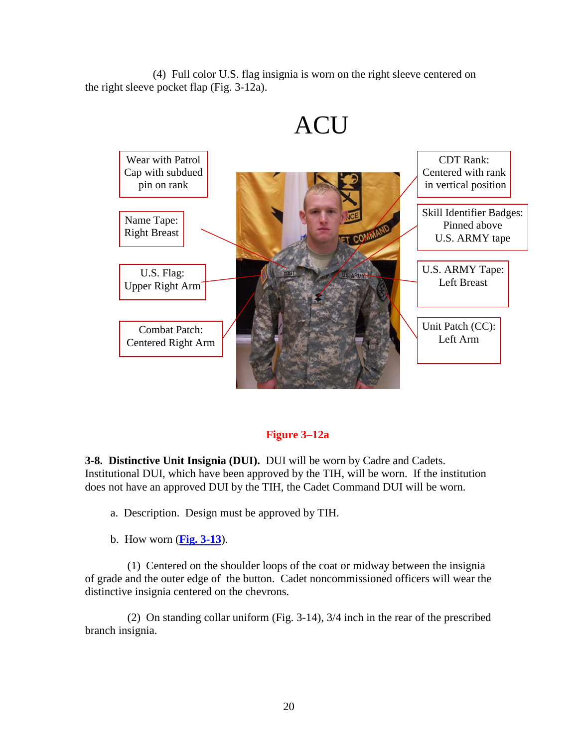(4) Full color U.S. flag insignia is worn on the right sleeve centered on the right sleeve pocket flap (Fig. 3-12a).

ACU

Wear with Patrol Cap with subdued pin on rank

Name Tape: Right Breast

U.S. Flag: Upper Right Arm

Combat Patch: Centered Right Arm

CDT Rank: Centered with rank in vertical position

Skill Identifier Badges: Pinned above U.S. ARMY tape

U.S. ARMY Tape: Left Breast

Unit Patch (CC): Left Arm

**Figure 3–12a**

**3-8. Distinctive Unit Insignia (DUI).** DUI will be worn by Cadre and Cadets. Institutional DUI, which have been approved by the TIH, will be worn. If the institution does not have an approved DUI by the TIH, the Cadet Command DUI will be worn.

a. Description. Design must be approved by TIH.

b. How worn (**Fig. 3-13**).

(1) Centered on the shoulder loops of the coat or midway between the insignia of grade and the outer edge of the button. Cadet noncommissioned officers will wear the distinctive insignia centered on the chevrons.

(2) On standing collar uniform (Fig. 3-14), 3/4 inch in the rear of the prescribed branch insignia.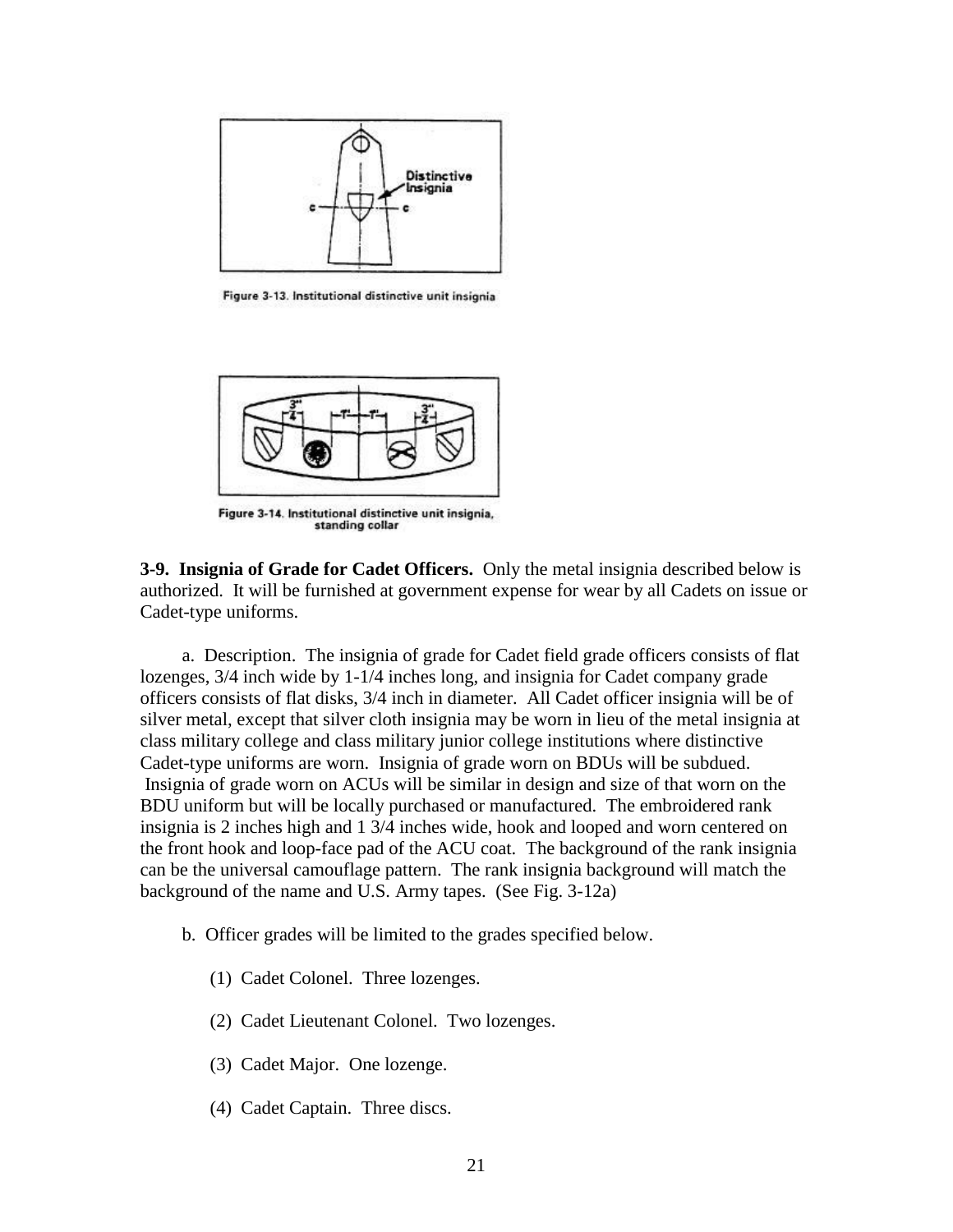Figure 3-13. Institutional distinctive unit insignia

Figure 3-14. Institutional distinctive unit insignia, standing collar

**3-9. Insignia of Grade for Cadet Officers.** Only the metal insignia described below is authorized. It will be furnished at government expense for wear by all Cadets on issue or Cadet-type uniforms.

a. Description. The insignia of grade for Cadet field grade officers consists of flat lozenges, 3/4 inch wide by 1-1/4 inches long, and insignia for Cadet company grade officers consists of flat disks, 3/4 inch in diameter. All Cadet officer insignia will be of silver metal, except that silver cloth insignia may be worn in lieu of the metal insignia at class military college and class military junior college institutions where distinctive Cadet-type uniforms are worn. Insignia of grade worn on BDUs will be subdued. Insignia of grade worn on ACUs will be similar in design and size of that worn on the BDU uniform but will be locally purchased or manufactured. The embroidered rank insignia is 2 inches high and 1 3/4 inches wide, hook and looped and worn centered on the front hook and loop-face pad of the ACU coat. The background of the rank insignia can be the universal camouflage pattern. The rank insignia background will match the background of the name and U.S. Army tapes. (See Fig. 3-12a)

b. Officer grades will be limited to the grades specified below.

(1) Cadet Colonel. Three lozenges.

(2) Cadet Lieutenant Colonel. Two lozenges.

(3) Cadet Major. One lozenge.

(4) Cadet Captain. Three discs.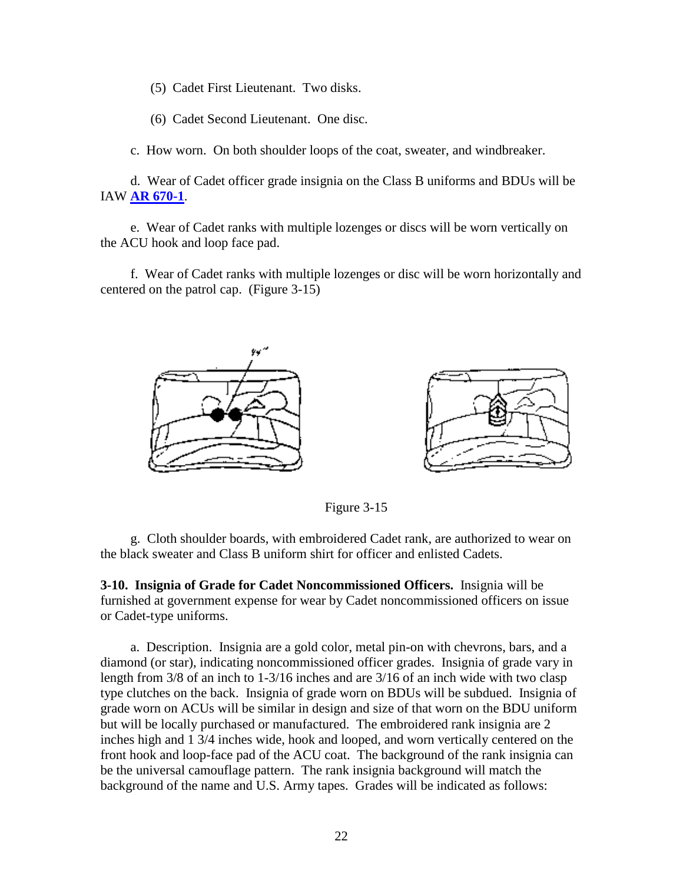(5) Cadet First Lieutenant. Two disks.

(6) Cadet Second Lieutenant. One disc.

c. How worn. On both shoulder loops of the coat, sweater, and windbreaker.

d. Wear of Cadet officer grade insignia on the Class B uniforms and BDUs will be IAW **AR 670-1**.

e. Wear of Cadet ranks with multiple lozenges or discs will be worn vertically on the ACU hook and loop face pad.

f. Wear of Cadet ranks with multiple lozenges or disc will be worn horizontally and centered on the patrol cap. (Figure 3-15)

Figure 3-15

g. Cloth shoulder boards, with embroidered Cadet rank, are authorized to wear on the black sweater and Class B uniform shirt for officer and enlisted Cadets.

**3-10. Insignia of Grade for Cadet Noncommissioned Officers.** Insignia will be furnished at government expense for wear by Cadet noncommissioned officers on issue or Cadet-type uniforms.

a. Description. Insignia are a gold color, metal pin-on with chevrons, bars, and a diamond (or star), indicating noncommissioned officer grades. Insignia of grade vary in length from 3/8 of an inch to 1-3/16 inches and are 3/16 of an inch wide with two clasp type clutches on the back. Insignia of grade worn on BDUs will be subdued. Insignia of grade worn on ACUs will be similar in design and size of that worn on the BDU uniform but will be locally purchased or manufactured. The embroidered rank insignia are 2 inches high and 1 3/4 inches wide, hook and looped, and worn vertically centered on the front hook and loop-face pad of the ACU coat. The background of the rank insignia can be the universal camouflage pattern. The rank insignia background will match the background of the name and U.S. Army tapes. Grades will be indicated as follows: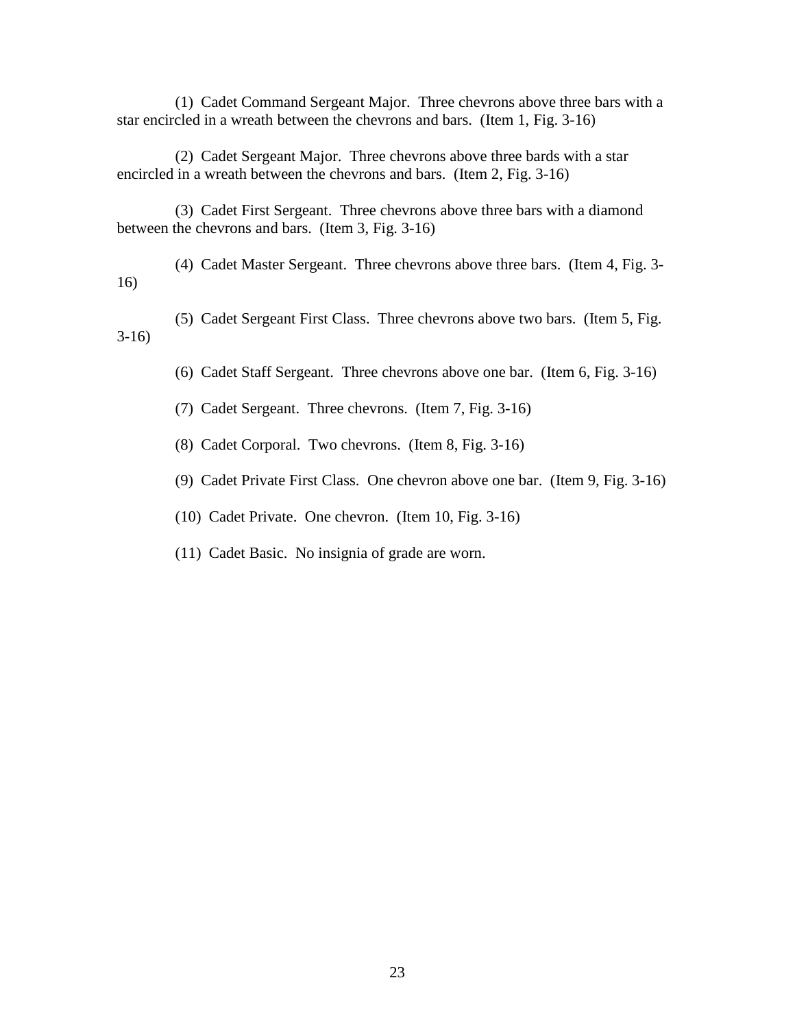(1)  Cadet Command Sergeant Major.  Three chevrons above three bars with a star encircled in a wreath between the chevrons and bars.  (Item 1, Fig. 3-16)

(2)  Cadet Sergeant Major.  Three chevrons above three bards with a star encircled in a wreath between the chevrons and bars.  (Item 2, Fig. 3-16)

(3)  Cadet First Sergeant.  Three chevrons above three bars with a diamond between the chevrons and bars.  (Item 3, Fig. 3-16)

(4)  Cadet Master Sergeant.  Three chevrons above three bars.  (Item 4, Fig. 3-16)

(5)  Cadet Sergeant First Class.  Three chevrons above two bars.  (Item 5, Fig. 3-16)

(6)  Cadet Staff Sergeant.  Three chevrons above one bar.  (Item 6, Fig. 3-16)

(7)  Cadet Sergeant.  Three chevrons.  (Item 7, Fig. 3-16)

(8)  Cadet Corporal.  Two chevrons.  (Item 8, Fig. 3-16)

(9)  Cadet Private First Class.  One chevron above one bar.  (Item 9, Fig. 3-16)

(10)  Cadet Private.  One chevron.  (Item 10, Fig. 3-16)

(11)  Cadet Basic.  No insignia of grade are worn.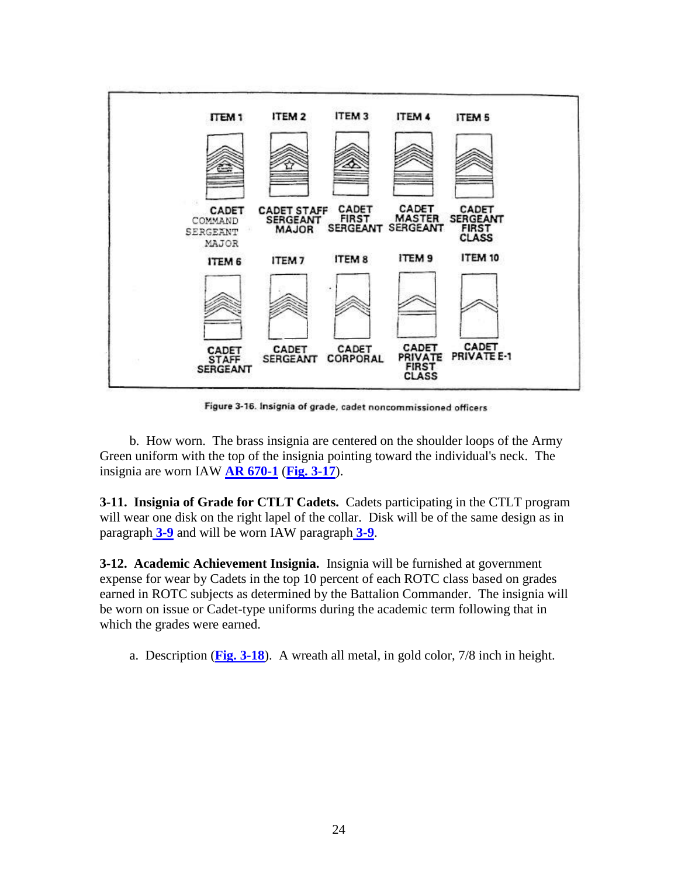ITEM 1 CADET COMMAND SERGEANT MAJOR

ITEM 2 CADET STAFF SERGEANT MAJOR

ITEM 3 CADET FIRST SERGEANT

ITEM 4 CADET MASTER SERGEANT

ITEM 5 CADET SERGEANT FIRST CLASS

ITEM 6 CADET STAFF SERGEANT

ITEM 7 CADET SERGEANT

ITEM 8 CADET CORPORAL

ITEM 9 CADET PRIVATE FIRST CLASS

ITEM 10 CADET PRIVATE E-1

Figure 3-16. Insignia of grade, cadet noncommissioned officers

b. How worn. The brass insignia are centered on the shoulder loops of the Army Green uniform with the top of the insignia pointing toward the individual's neck. The insignia are worn IAW **AR 670-1** (**Fig. 3-17**).

**3-11. Insignia of Grade for CTLT Cadets.** Cadets participating in the CTLT program will wear one disk on the right lapel of the collar. Disk will be of the same design as in paragraph **3-9** and will be worn IAW paragraph **3-9**.

**3-12. Academic Achievement Insignia.** Insignia will be furnished at government expense for wear by Cadets in the top 10 percent of each ROTC class based on grades earned in ROTC subjects as determined by the Battalion Commander. The insignia will be worn on issue or Cadet-type uniforms during the academic term following that in which the grades were earned.

a. Description (**Fig. 3-18**). A wreath all metal, in gold color, 7/8 inch in height.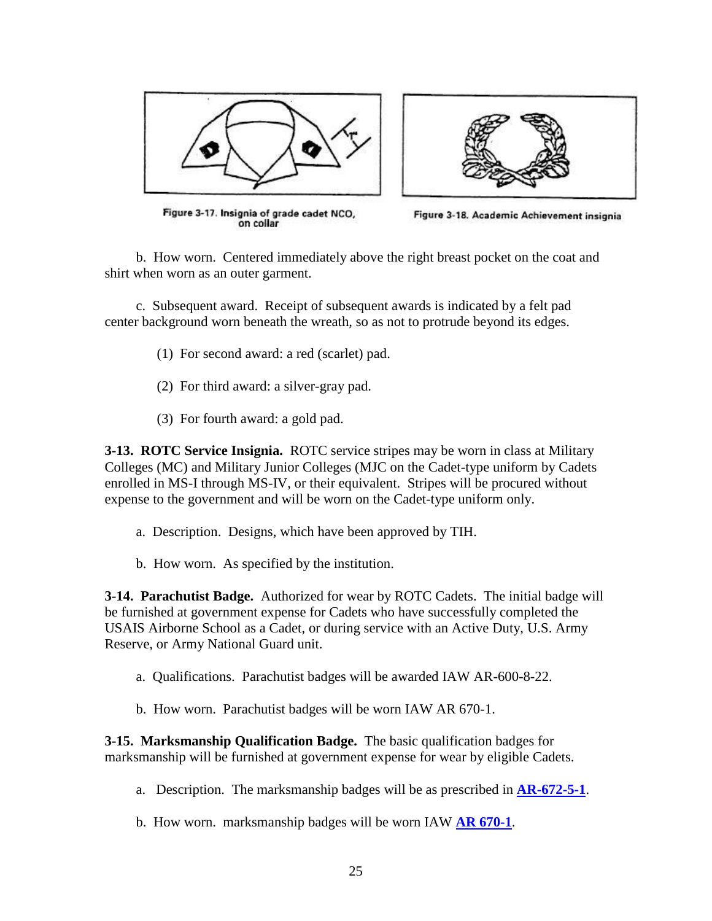Figure 3-17. Insignia of grade cadet NCO, on collar

Figure 3-18. Academic Achievement insignia

b. How worn. Centered immediately above the right breast pocket on the coat and shirt when worn as an outer garment.

c. Subsequent award. Receipt of subsequent awards is indicated by a felt pad center background worn beneath the wreath, so as not to protrude beyond its edges.

(1) For second award: a red (scarlet) pad.

(2) For third award: a silver-gray pad.

(3) For fourth award: a gold pad.

**3-13. ROTC Service Insignia.** ROTC service stripes may be worn in class at Military Colleges (MC) and Military Junior Colleges (MJC on the Cadet-type uniform by Cadets enrolled in MS-I through MS-IV, or their equivalent. Stripes will be procured without expense to the government and will be worn on the Cadet-type uniform only.

a. Description. Designs, which have been approved by TIH.

b. How worn. As specified by the institution.

**3-14. Parachutist Badge.** Authorized for wear by ROTC Cadets. The initial badge will be furnished at government expense for Cadets who have successfully completed the USAIS Airborne School as a Cadet, or during service with an Active Duty, U.S. Army Reserve, or Army National Guard unit.

a. Qualifications. Parachutist badges will be awarded IAW AR-600-8-22.

b. How worn. Parachutist badges will be worn IAW AR 670-1.

**3-15. Marksmanship Qualification Badge.** The basic qualification badges for marksmanship will be furnished at government expense for wear by eligible Cadets.

a. Description. The marksmanship badges will be as prescribed in **AR-672-5-1**.

b. How worn. marksmanship badges will be worn IAW **AR 670-1**.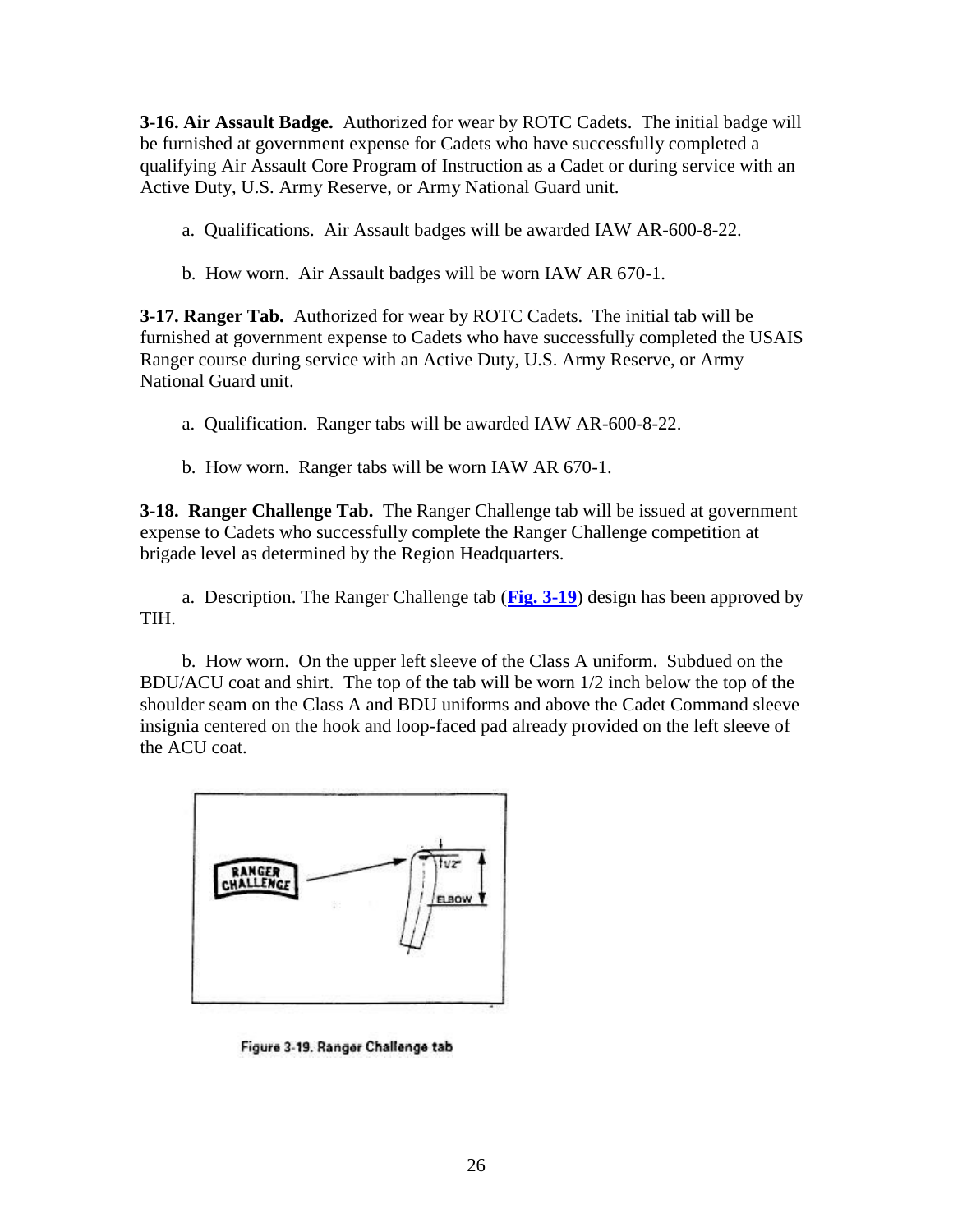**3-16. Air Assault Badge.** Authorized for wear by ROTC Cadets. The initial badge will be furnished at government expense for Cadets who have successfully completed a qualifying Air Assault Core Program of Instruction as a Cadet or during service with an Active Duty, U.S. Army Reserve, or Army National Guard unit.

a. Qualifications. Air Assault badges will be awarded IAW AR-600-8-22.

b. How worn. Air Assault badges will be worn IAW AR 670-1.

**3-17. Ranger Tab.** Authorized for wear by ROTC Cadets. The initial tab will be furnished at government expense to Cadets who have successfully completed the USAIS Ranger course during service with an Active Duty, U.S. Army Reserve, or Army National Guard unit.

a. Qualification. Ranger tabs will be awarded IAW AR-600-8-22.

b. How worn. Ranger tabs will be worn IAW AR 670-1.

**3-18. Ranger Challenge Tab.** The Ranger Challenge tab will be issued at government expense to Cadets who successfully complete the Ranger Challenge competition at brigade level as determined by the Region Headquarters.

a. Description. The Ranger Challenge tab (**Fig. 3-19**) design has been approved by TIH.

b. How worn. On the upper left sleeve of the Class A uniform. Subdued on the BDU/ACU coat and shirt. The top of the tab will be worn 1/2 inch below the top of the shoulder seam on the Class A and BDU uniforms and above the Cadet Command sleeve insignia centered on the hook and loop-faced pad already provided on the left sleeve of the ACU coat.

Figure 3-19. Ranger Challenge tab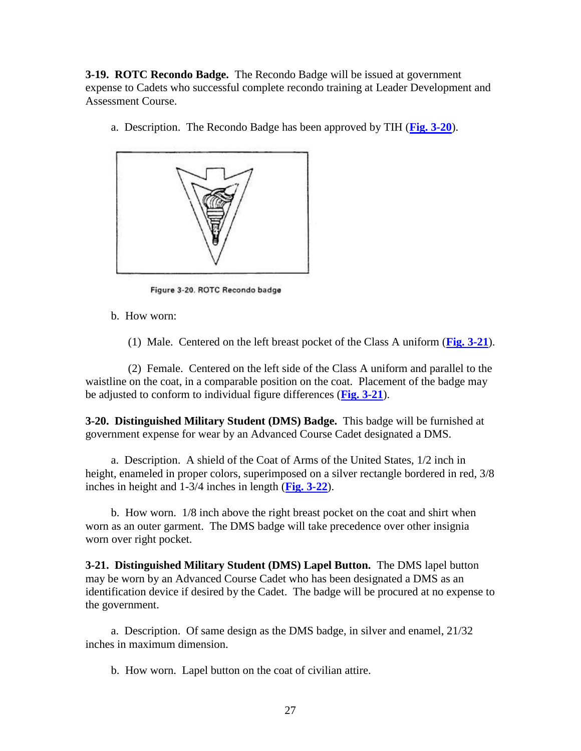**3-19. ROTC Recondo Badge.** The Recondo Badge will be issued at government expense to Cadets who successful complete recondo training at Leader Development and Assessment Course.

a. Description. The Recondo Badge has been approved by TIH (**Fig. 3-20**).

Figure 3-20. ROTC Recondo badge

b. How worn:

(1) Male. Centered on the left breast pocket of the Class A uniform (**Fig. 3-21**).

(2) Female. Centered on the left side of the Class A uniform and parallel to the waistline on the coat, in a comparable position on the coat. Placement of the badge may be adjusted to conform to individual figure differences (**Fig. 3-21**).

**3-20. Distinguished Military Student (DMS) Badge.** This badge will be furnished at government expense for wear by an Advanced Course Cadet designated a DMS.

a. Description. A shield of the Coat of Arms of the United States, 1/2 inch in height, enameled in proper colors, superimposed on a silver rectangle bordered in red, 3/8 inches in height and 1-3/4 inches in length (**Fig. 3-22**).

b. How worn. 1/8 inch above the right breast pocket on the coat and shirt when worn as an outer garment. The DMS badge will take precedence over other insignia worn over right pocket.

**3-21. Distinguished Military Student (DMS) Lapel Button.** The DMS lapel button may be worn by an Advanced Course Cadet who has been designated a DMS as an identification device if desired by the Cadet. The badge will be procured at no expense to the government.

a. Description. Of same design as the DMS badge, in silver and enamel, 21/32 inches in maximum dimension.

b. How worn. Lapel button on the coat of civilian attire.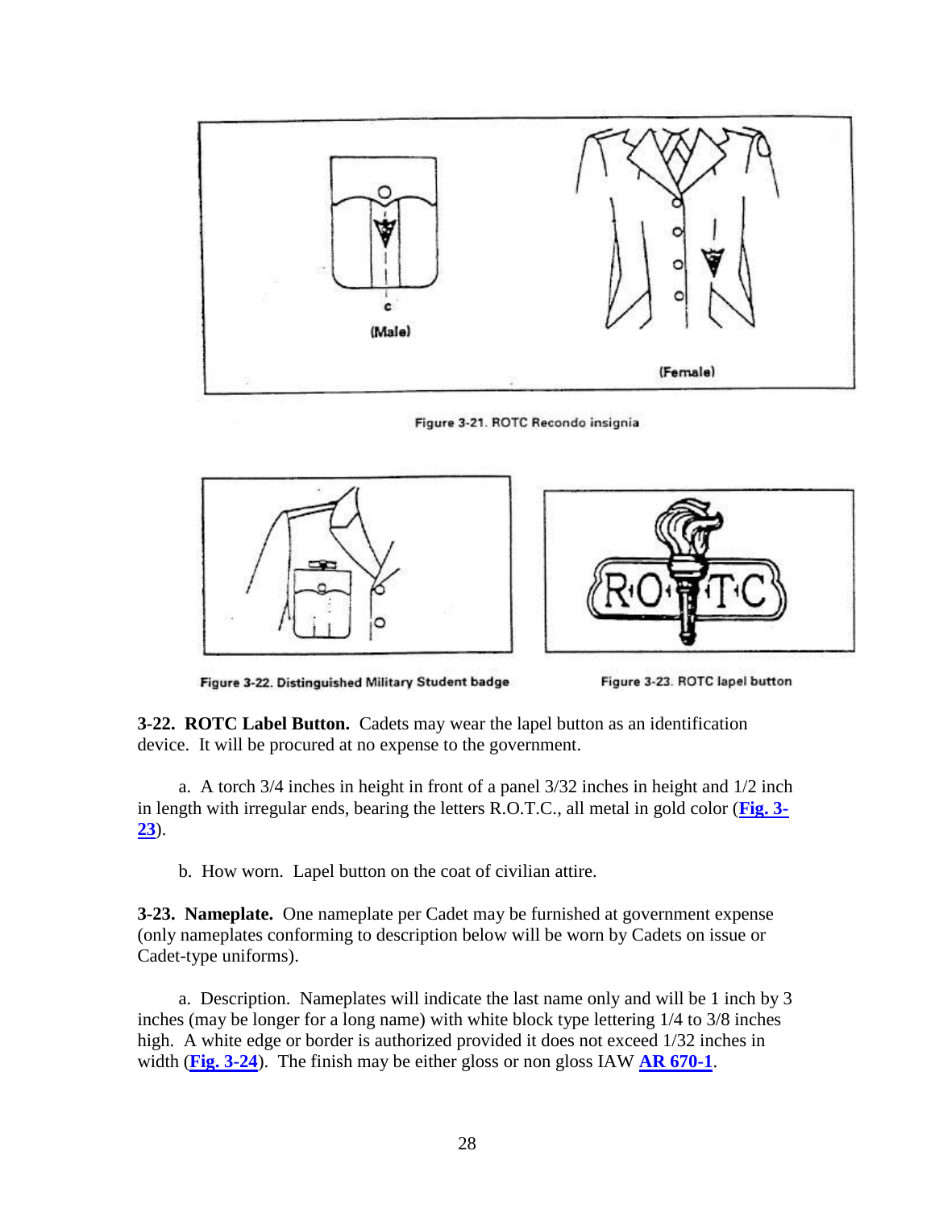(Male)

(Female)

Figure 3-21. ROTC Recondo insignia

Figure 3-22. Distinguished Military Student badge

Figure 3-23. ROTC lapel button

**3-22. ROTC Label Button.** Cadets may wear the lapel button as an identification device. It will be procured at no expense to the government.

a. A torch 3/4 inches in height in front of a panel 3/32 inches in height and 1/2 inch in length with irregular ends, bearing the letters R.O.T.C., all metal in gold color (**Fig. 3-23**).

b. How worn. Lapel button on the coat of civilian attire.

**3-23. Nameplate.** One nameplate per Cadet may be furnished at government expense (only nameplates conforming to description below will be worn by Cadets on issue or Cadet-type uniforms).

a. Description. Nameplates will indicate the last name only and will be 1 inch by 3 inches (may be longer for a long name) with white block type lettering 1/4 to 3/8 inches high. A white edge or border is authorized provided it does not exceed 1/32 inches in width (**Fig. 3-24**). The finish may be either gloss or non gloss IAW **AR 670-1**.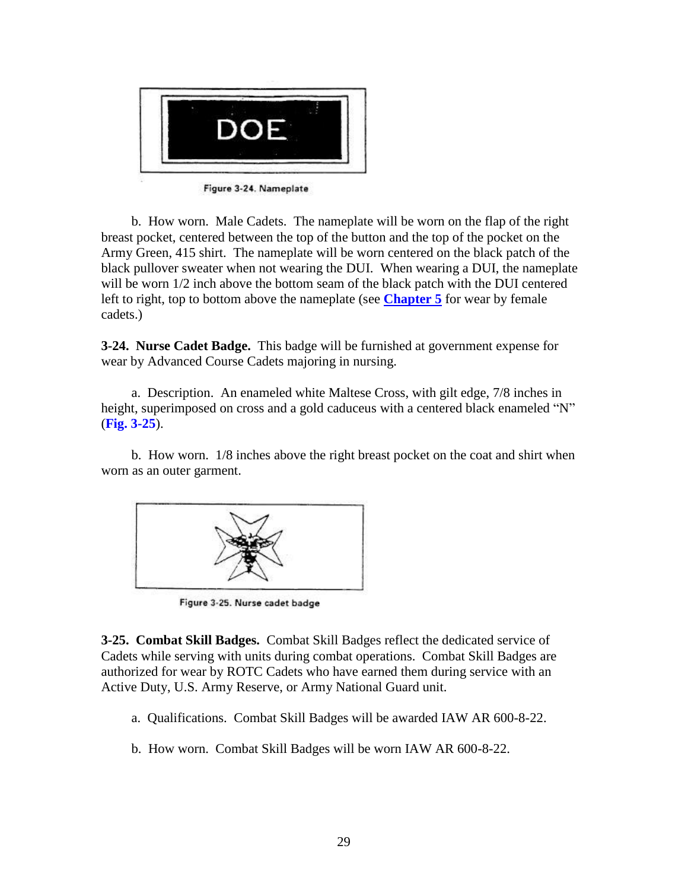Figure 3-24. Nameplate

b. How worn. Male Cadets. The nameplate will be worn on the flap of the right breast pocket, centered between the top of the button and the top of the pocket on the Army Green, 415 shirt. The nameplate will be worn centered on the black patch of the black pullover sweater when not wearing the DUI. When wearing a DUI, the nameplate will be worn 1/2 inch above the bottom seam of the black patch with the DUI centered left to right, top to bottom above the nameplate (see **Chapter 5** for wear by female cadets.)

**3-24. Nurse Cadet Badge.** This badge will be furnished at government expense for wear by Advanced Course Cadets majoring in nursing.

a. Description. An enameled white Maltese Cross, with gilt edge, 7/8 inches in height, superimposed on cross and a gold caduceus with a centered black enameled "N" (**Fig. 3-25**).

b. How worn. 1/8 inches above the right breast pocket on the coat and shirt when worn as an outer garment.

Figure 3-25. Nurse cadet badge

**3-25. Combat Skill Badges.** Combat Skill Badges reflect the dedicated service of Cadets while serving with units during combat operations. Combat Skill Badges are authorized for wear by ROTC Cadets who have earned them during service with an Active Duty, U.S. Army Reserve, or Army National Guard unit.

a. Qualifications. Combat Skill Badges will be awarded IAW AR 600-8-22.

b. How worn. Combat Skill Badges will be worn IAW AR 600-8-22.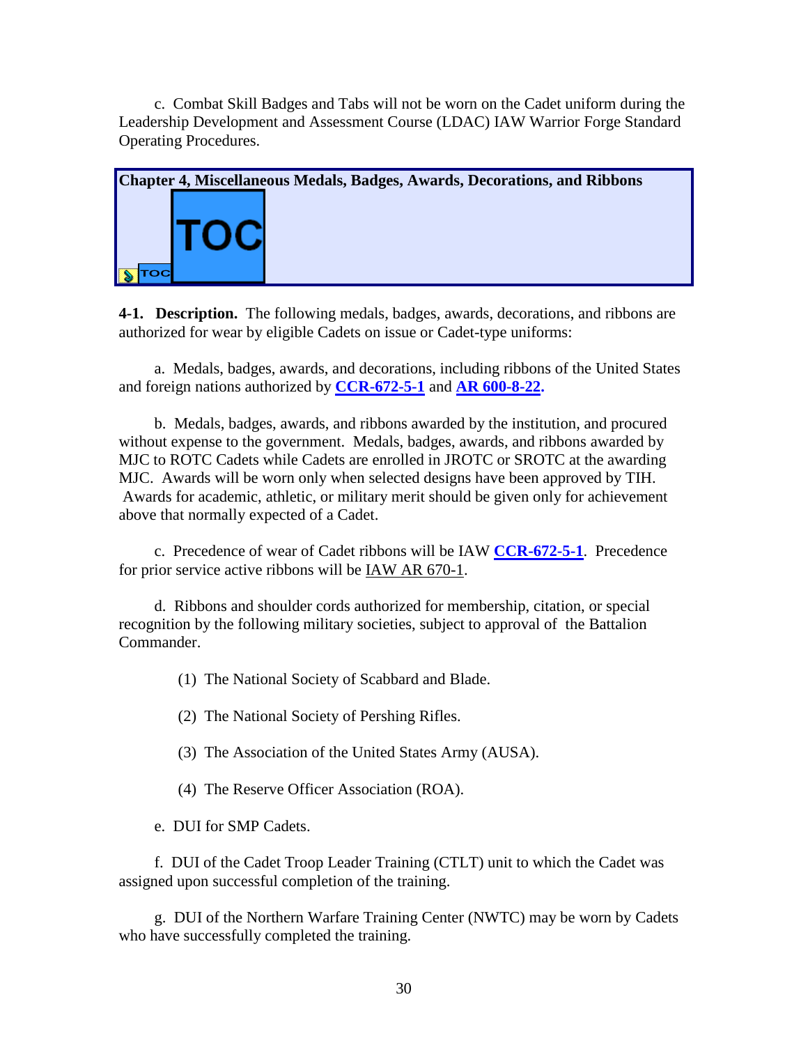c. Combat Skill Badges and Tabs will not be worn on the Cadet uniform during the Leadership Development and Assessment Course (LDAC) IAW Warrior Forge Standard Operating Procedures.

## Chapter 4, Miscellaneous Medals, Badges, Awards, Decorations, and Ribbons

**4-1. Description.** The following medals, badges, awards, decorations, and ribbons are authorized for wear by eligible Cadets on issue or Cadet-type uniforms:

a. Medals, badges, awards, and decorations, including ribbons of the United States and foreign nations authorized by **CCR-672-5-1** and **AR 600-8-22**.

b. Medals, badges, awards, and ribbons awarded by the institution, and procured without expense to the government. Medals, badges, awards, and ribbons awarded by MJC to ROTC Cadets while Cadets are enrolled in JROTC or SROTC at the awarding MJC. Awards will be worn only when selected designs have been approved by TIH. Awards for academic, athletic, or military merit should be given only for achievement above that normally expected of a Cadet.

c. Precedence of wear of Cadet ribbons will be IAW **CCR-672-5-1**. Precedence for prior service active ribbons will be IAW AR 670-1.

d. Ribbons and shoulder cords authorized for membership, citation, or special recognition by the following military societies, subject to approval of the Battalion Commander.

(1) The National Society of Scabbard and Blade.

(2) The National Society of Pershing Rifles.

(3) The Association of the United States Army (AUSA).

(4) The Reserve Officer Association (ROA).

e. DUI for SMP Cadets.

f. DUI of the Cadet Troop Leader Training (CTLT) unit to which the Cadet was assigned upon successful completion of the training.

g. DUI of the Northern Warfare Training Center (NWTC) may be worn by Cadets who have successfully completed the training.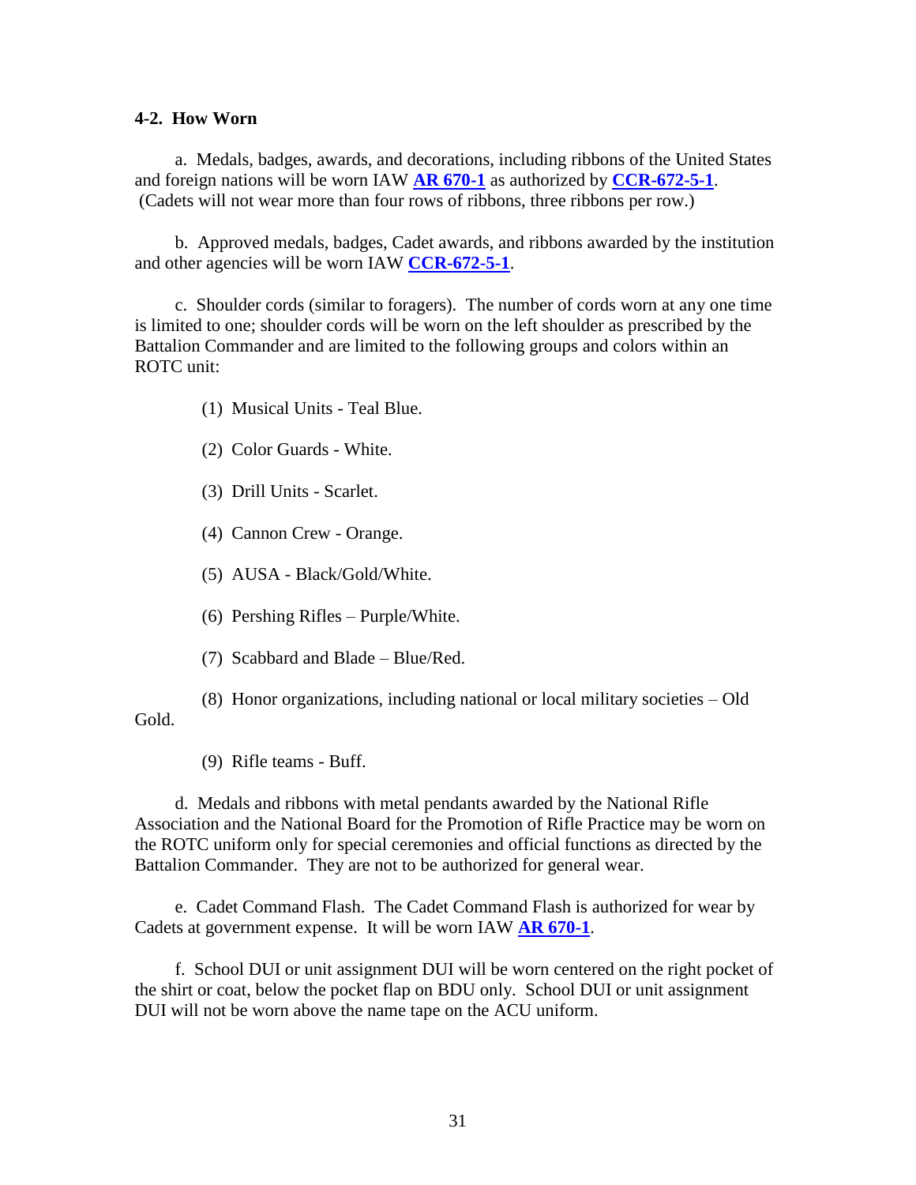### 4-2. How Worn

a. Medals, badges, awards, and decorations, including ribbons of the United States and foreign nations will be worn IAW **AR 670-1** as authorized by **CCR-672-5-1**. (Cadets will not wear more than four rows of ribbons, three ribbons per row.)

b. Approved medals, badges, Cadet awards, and ribbons awarded by the institution and other agencies will be worn IAW **CCR-672-5-1**.

c. Shoulder cords (similar to foragers). The number of cords worn at any one time is limited to one; shoulder cords will be worn on the left shoulder as prescribed by the Battalion Commander and are limited to the following groups and colors within an ROTC unit:

(1) Musical Units - Teal Blue.

(2) Color Guards - White.

(3) Drill Units - Scarlet.

(4) Cannon Crew - Orange.

(5) AUSA - Black/Gold/White.

(6) Pershing Rifles – Purple/White.

(7) Scabbard and Blade – Blue/Red.

(8) Honor organizations, including national or local military societies – Old Gold.

(9) Rifle teams - Buff.

d. Medals and ribbons with metal pendants awarded by the National Rifle Association and the National Board for the Promotion of Rifle Practice may be worn on the ROTC uniform only for special ceremonies and official functions as directed by the Battalion Commander. They are not to be authorized for general wear.

e. Cadet Command Flash. The Cadet Command Flash is authorized for wear by Cadets at government expense. It will be worn IAW **AR 670-1**.

f. School DUI or unit assignment DUI will be worn centered on the right pocket of the shirt or coat, below the pocket flap on BDU only. School DUI or unit assignment DUI will not be worn above the name tape on the ACU uniform.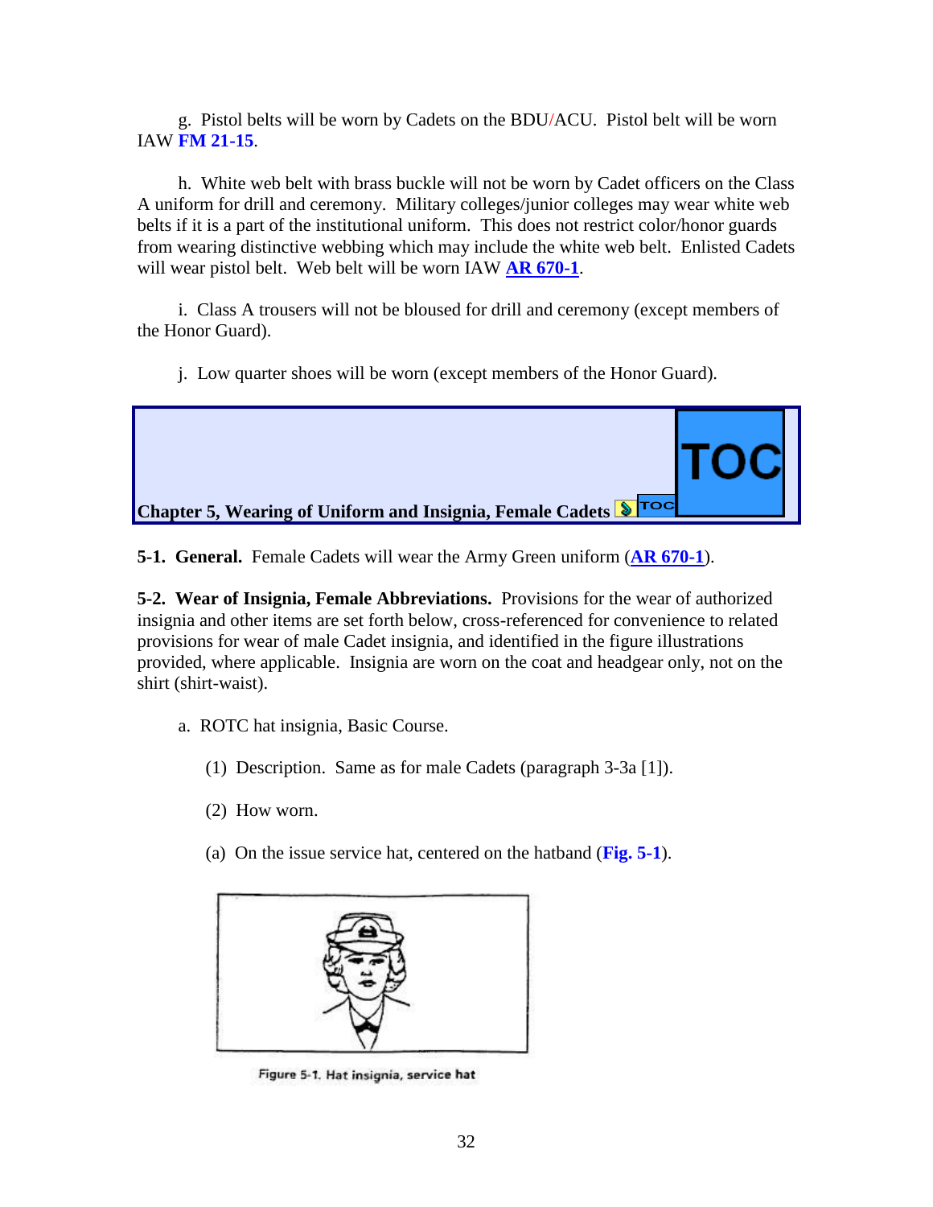g.  Pistol belts will be worn by Cadets on the BDU/ACU.  Pistol belt will be worn IAW **FM 21-15**.

h.  White web belt with brass buckle will not be worn by Cadet officers on the Class A uniform for drill and ceremony.  Military colleges/junior colleges may wear white web belts if it is a part of the institutional uniform.  This does not restrict color/honor guards from wearing distinctive webbing which may include the white web belt.  Enlisted Cadets will wear pistol belt.  Web belt will be worn IAW **AR 670-1**.

i.  Class A trousers will not be bloused for drill and ceremony (except members of the Honor Guard).

j.  Low quarter shoes will be worn (except members of the Honor Guard).

## Chapter 5, Wearing of Uniform and Insignia, Female Cadets

**5-1.  General.**  Female Cadets will wear the Army Green uniform (**AR 670-1**).

**5-2.  Wear of Insignia, Female Abbreviations.**  Provisions for the wear of authorized insignia and other items are set forth below, cross-referenced for convenience to related provisions for wear of male Cadet insignia, and identified in the figure illustrations provided, where applicable.  Insignia are worn on the coat and headgear only, not on the shirt (shirt-waist).

a.  ROTC hat insignia, Basic Course.

(1)  Description.  Same as for male Cadets (paragraph 3-3a [1]).

(2)  How worn.

(a)  On the issue service hat, centered on the hatband (**Fig. 5-1**).

Figure 5-1. Hat insignia, service hat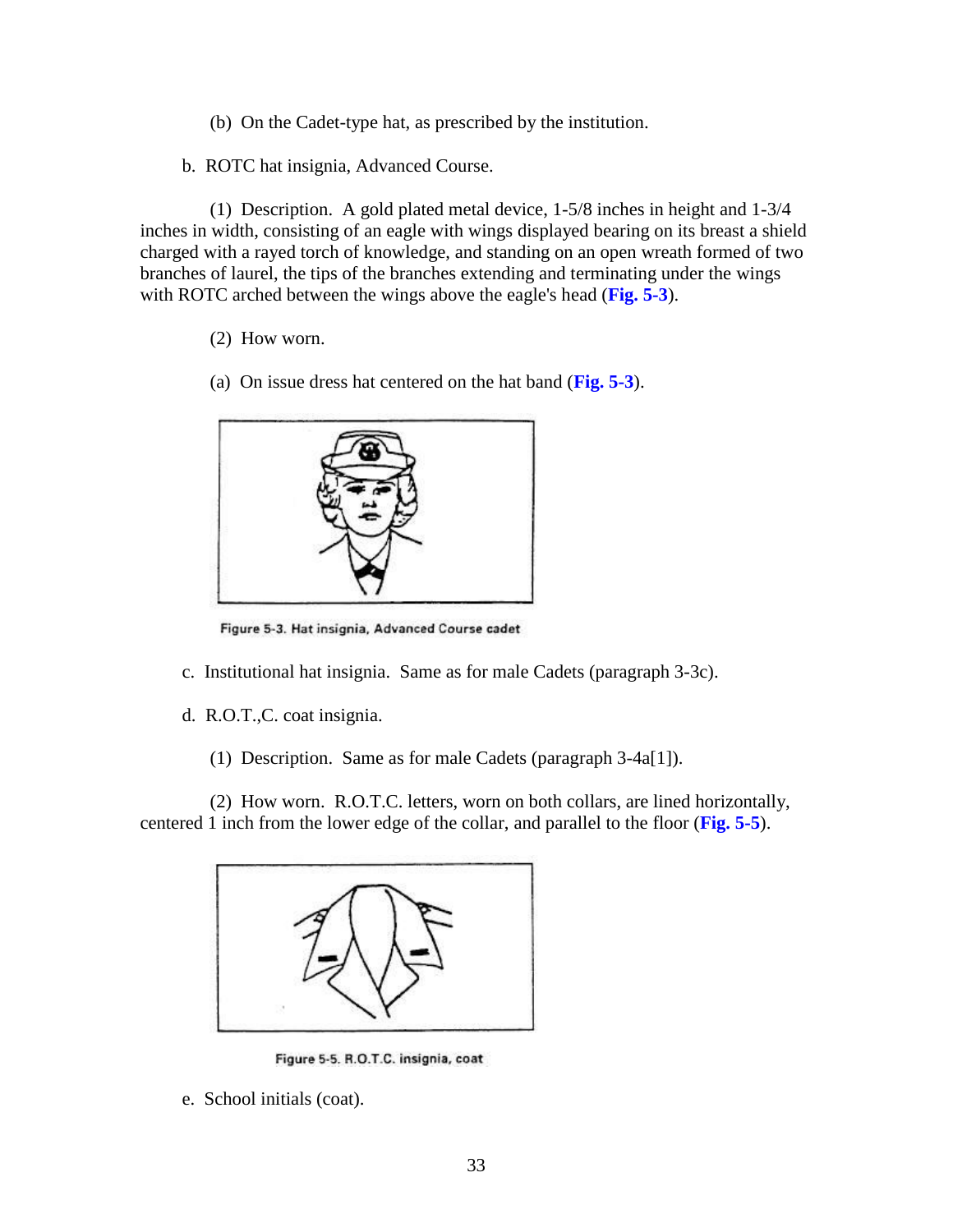(b) On the Cadet-type hat, as prescribed by the institution.

b. ROTC hat insignia, Advanced Course.

(1) Description. A gold plated metal device, 1-5/8 inches in height and 1-3/4 inches in width, consisting of an eagle with wings displayed bearing on its breast a shield charged with a rayed torch of knowledge, and standing on an open wreath formed of two branches of laurel, the tips of the branches extending and terminating under the wings with ROTC arched between the wings above the eagle's head (**Fig. 5-3**).

(2) How worn.

(a) On issue dress hat centered on the hat band (**Fig. 5-3**).

Figure 5-3. Hat insignia, Advanced Course cadet

c. Institutional hat insignia. Same as for male Cadets (paragraph 3-3c).

d. R.O.T.,C. coat insignia.

(1) Description. Same as for male Cadets (paragraph 3-4a[1]).

(2) How worn. R.O.T.C. letters, worn on both collars, are lined horizontally, centered 1 inch from the lower edge of the collar, and parallel to the floor (**Fig. 5-5**).

Figure 5-5. R.O.T.C. insignia, coat

e. School initials (coat).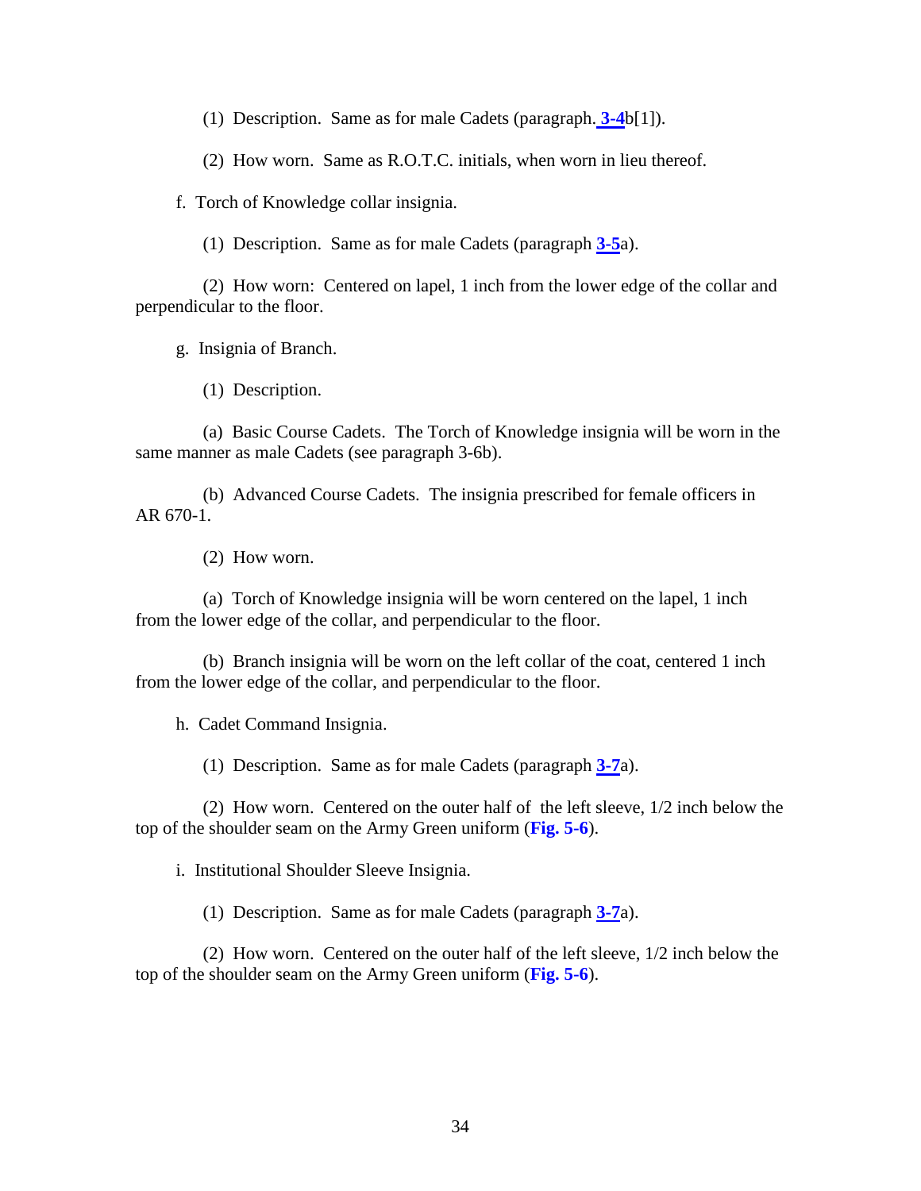(1) Description. Same as for male Cadets (paragraph. 3-4b[1]).

(2) How worn. Same as R.O.T.C. initials, when worn in lieu thereof.

f. Torch of Knowledge collar insignia.

(1) Description. Same as for male Cadets (paragraph 3-5a).

(2) How worn: Centered on lapel, 1 inch from the lower edge of the collar and perpendicular to the floor.

g. Insignia of Branch.

(1) Description.

(a) Basic Course Cadets. The Torch of Knowledge insignia will be worn in the same manner as male Cadets (see paragraph 3-6b).

(b) Advanced Course Cadets. The insignia prescribed for female officers in AR 670-1.

(2) How worn.

(a) Torch of Knowledge insignia will be worn centered on the lapel, 1 inch from the lower edge of the collar, and perpendicular to the floor.

(b) Branch insignia will be worn on the left collar of the coat, centered 1 inch from the lower edge of the collar, and perpendicular to the floor.

h. Cadet Command Insignia.

(1) Description. Same as for male Cadets (paragraph 3-7a).

(2) How worn. Centered on the outer half of the left sleeve, 1/2 inch below the top of the shoulder seam on the Army Green uniform (**Fig. 5-6**).

i. Institutional Shoulder Sleeve Insignia.

(1) Description. Same as for male Cadets (paragraph 3-7a).

(2) How worn. Centered on the outer half of the left sleeve, 1/2 inch below the top of the shoulder seam on the Army Green uniform (**Fig. 5-6**).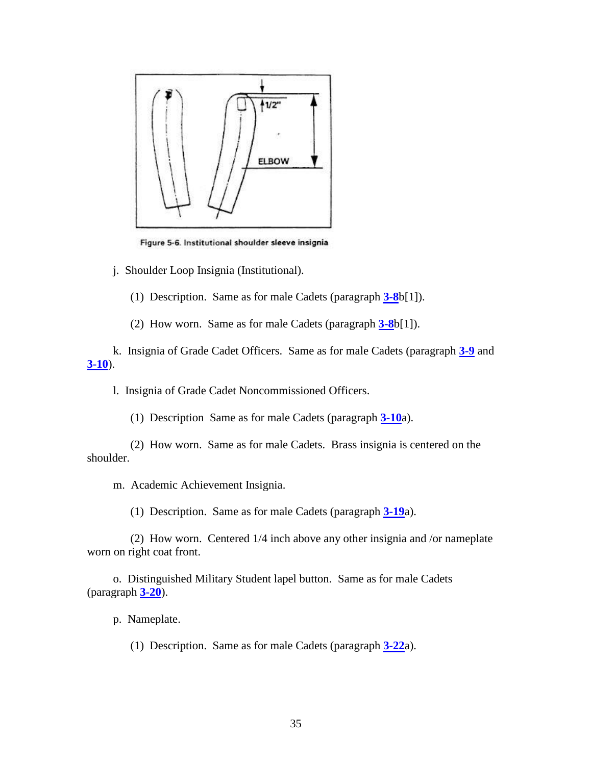Figure 5-6. Institutional shoulder sleeve insignia

j. Shoulder Loop Insignia (Institutional).

(1) Description. Same as for male Cadets (paragraph **3-8**b[1]).

(2) How worn. Same as for male Cadets (paragraph **3-8**b[1]).

k. Insignia of Grade Cadet Officers. Same as for male Cadets (paragraph **3-9** and **3-10**).

l. Insignia of Grade Cadet Noncommissioned Officers.

(1) Description Same as for male Cadets (paragraph **3-10**a).

(2) How worn. Same as for male Cadets. Brass insignia is centered on the shoulder.

m. Academic Achievement Insignia.

(1) Description. Same as for male Cadets (paragraph **3-19**a).

(2) How worn. Centered 1/4 inch above any other insignia and /or nameplate worn on right coat front.

o. Distinguished Military Student lapel button. Same as for male Cadets (paragraph **3-20**).

p. Nameplate.

(1) Description. Same as for male Cadets (paragraph **3-22**a).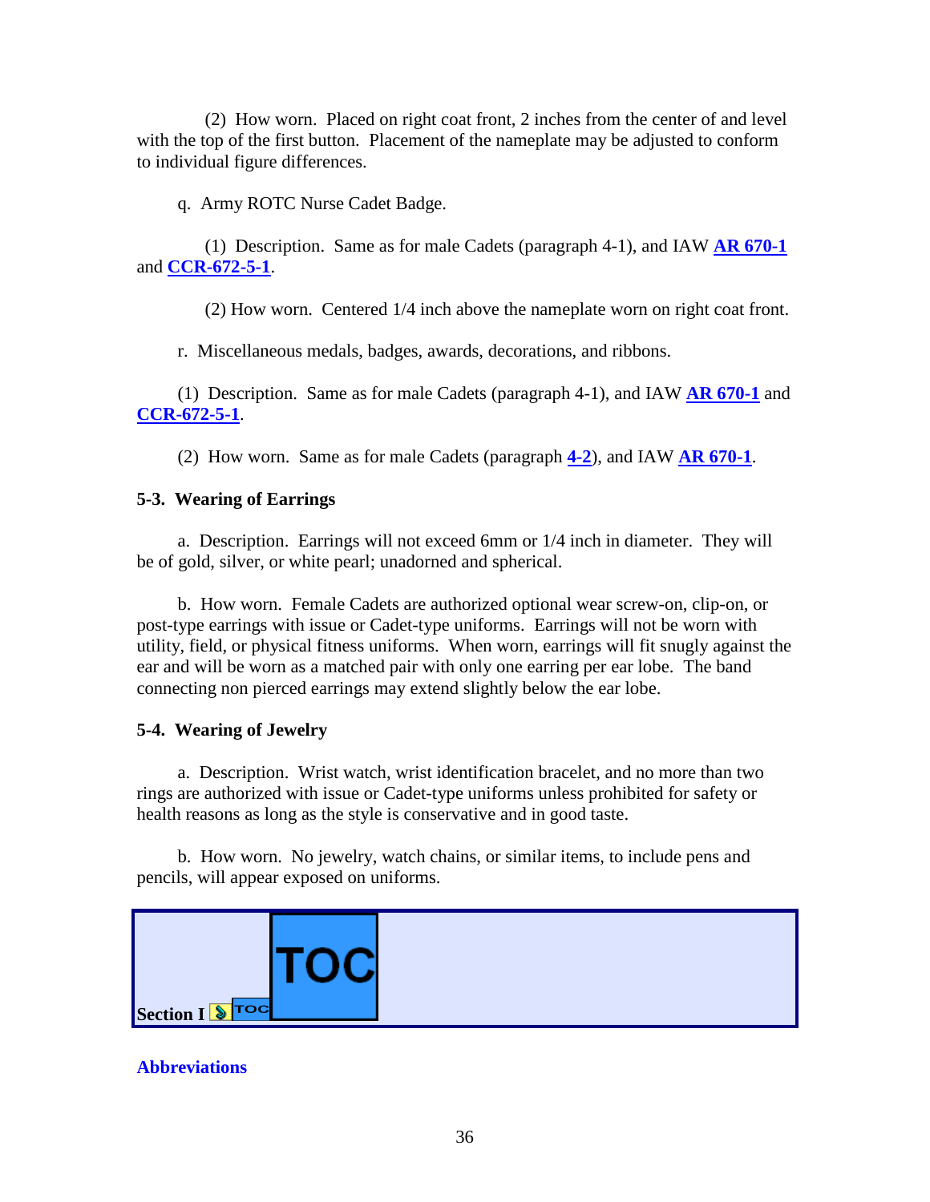(2) How worn. Placed on right coat front, 2 inches from the center of and level with the top of the first button. Placement of the nameplate may be adjusted to conform to individual figure differences.

q. Army ROTC Nurse Cadet Badge.

(1) Description. Same as for male Cadets (paragraph 4-1), and IAW **AR 670-1** and **CCR-672-5-1**.

(2) How worn. Centered 1/4 inch above the nameplate worn on right coat front.

r. Miscellaneous medals, badges, awards, decorations, and ribbons.

(1) Description. Same as for male Cadets (paragraph 4-1), and IAW **AR 670-1** and **CCR-672-5-1**.

(2) How worn. Same as for male Cadets (paragraph **4-2**), and IAW **AR 670-1**.

**5-3. Wearing of Earrings**

a. Description. Earrings will not exceed 6mm or 1/4 inch in diameter. They will be of gold, silver, or white pearl; unadorned and spherical.

b. How worn. Female Cadets are authorized optional wear screw-on, clip-on, or post-type earrings with issue or Cadet-type uniforms. Earrings will not be worn with utility, field, or physical fitness uniforms. When worn, earrings will fit snugly against the ear and will be worn as a matched pair with only one earring per ear lobe. The band connecting non pierced earrings may extend slightly below the ear lobe.

**5-4. Wearing of Jewelry**

a. Description. Wrist watch, wrist identification bracelet, and no more than two rings are authorized with issue or Cadet-type uniforms unless prohibited for safety or health reasons as long as the style is conservative and in good taste.

b. How worn. No jewelry, watch chains, or similar items, to include pens and pencils, will appear exposed on uniforms.

**Section I** TOC TOC

**Abbreviations**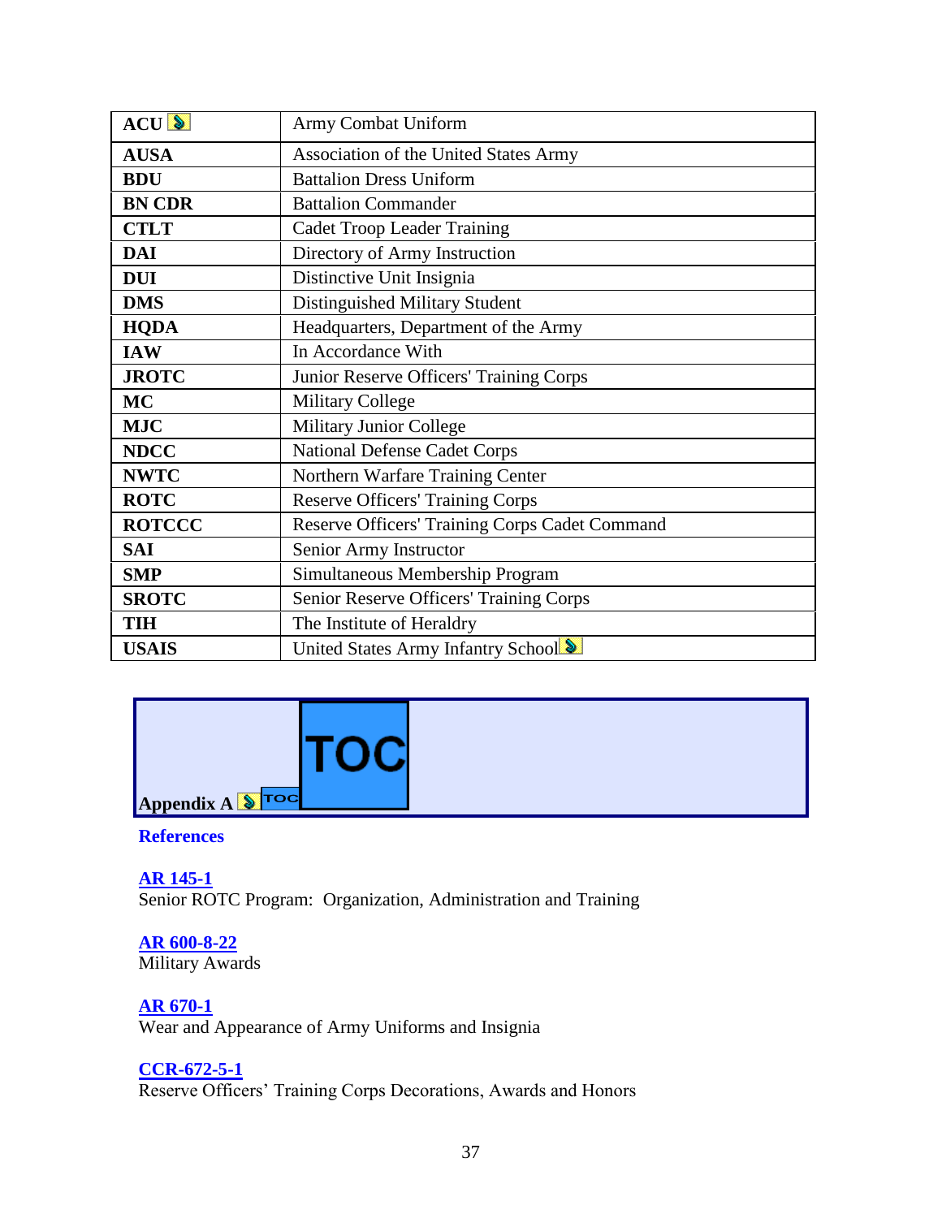| ACU | Army Combat Uniform |
|---|---|
| **AUSA** | Association of the United States Army |
| **BDU** | Battalion Dress Uniform |
| **BN CDR** | Battalion Commander |
| **CTLT** | Cadet Troop Leader Training |
| **DAI** | Directory of Army Instruction |
| **DUI** | Distinctive Unit Insignia |
| **DMS** | Distinguished Military Student |
| **HQDA** | Headquarters, Department of the Army |
| **IAW** | In Accordance With |
| **JROTC** | Junior Reserve Officers' Training Corps |
| **MC** | Military College |
| **MJC** | Military Junior College |
| **NDCC** | National Defense Cadet Corps |
| **NWTC** | Northern Warfare Training Center |
| **ROTC** | Reserve Officers' Training Corps |
| **ROTCCC** | Reserve Officers' Training Corps Cadet Command |
| **SAI** | Senior Army Instructor |
| **SMP** | Simultaneous Membership Program |
| **SROTC** | Senior Reserve Officers' Training Corps |
| **TIH** | The Institute of Heraldry |
| **USAIS** | United States Army Infantry School |

## Appendix A

**References**

**AR 145-1**
Senior ROTC Program: Organization, Administration and Training

**AR 600-8-22**
Military Awards

**AR 670-1**
Wear and Appearance of Army Uniforms and Insignia

**CCR-672-5-1**
Reserve Officers' Training Corps Decorations, Awards and Honors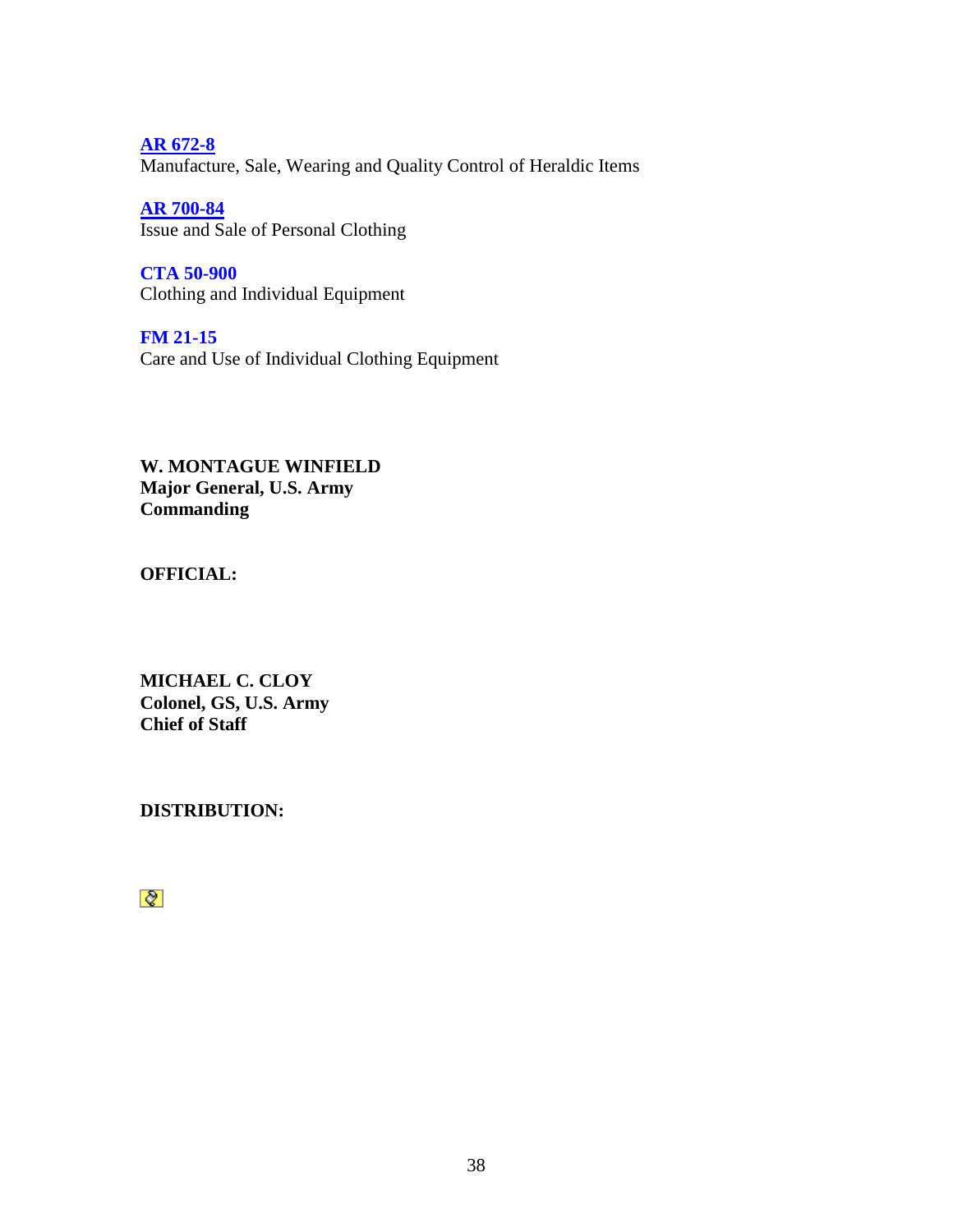**AR 672-8**
Manufacture, Sale, Wearing and Quality Control of Heraldic Items

**AR 700-84**
Issue and Sale of Personal Clothing

**CTA 50-900**
Clothing and Individual Equipment

**FM 21-15**
Care and Use of Individual Clothing Equipment

**W. MONTAGUE WINFIELD**
**Major General, U.S. Army**
**Commanding**

**OFFICIAL:**

**MICHAEL C. CLOY**
**Colonel, GS, U.S. Army**
**Chief of Staff**

**DISTRIBUTION:**